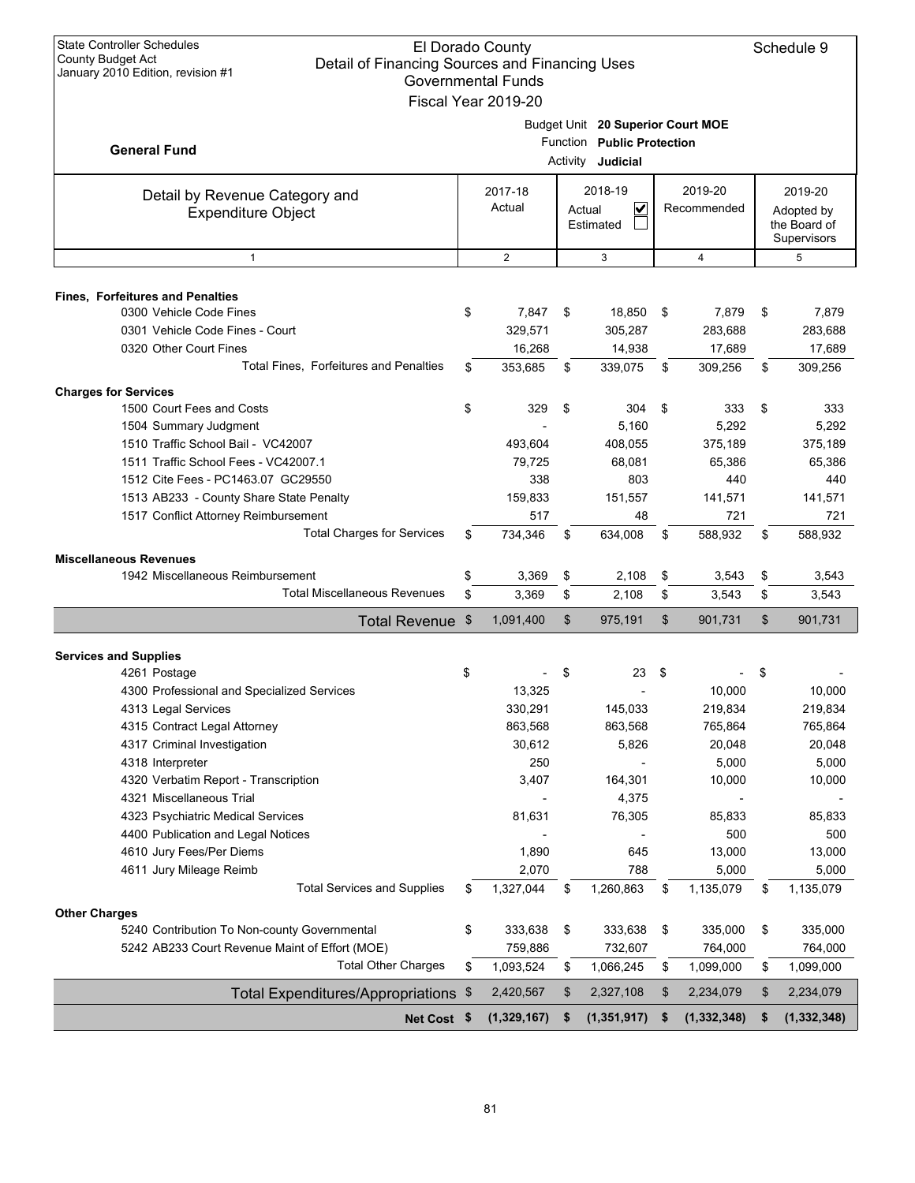State Controller Schedules
County Budget Act
January 2010 Edition, revision #1

# El Dorado County
## Detail of Financing Sources and Financing Uses
### Governmental Funds
### Fiscal Year 2019-20

Schedule 9

**General Fund**

Budget Unit **20 Superior Court MOE**
Function **Public Protection**
Activity **Judicial**

| Detail by Revenue Category and Expenditure Object | 2017-18 Actual | 2018-19 Actual ☑ Estimated ☐ | 2019-20 Recommended | 2019-20 Adopted by the Board of Supervisors |
|---|---|---|---|---|
| 1 | 2 | 3 | 4 | 5 |
| **Fines, Forfeitures and Penalties** | | | | |
| 0300 Vehicle Code Fines | $ 7,847 | $ 18,850 | $ 7,879 | $ 7,879 |
| 0301 Vehicle Code Fines - Court | 329,571 | 305,287 | 283,688 | 283,688 |
| 0320 Other Court Fines | 16,268 | 14,938 | 17,689 | 17,689 |
| Total Fines, Forfeitures and Penalties | $ 353,685 | $ 339,075 | $ 309,256 | $ 309,256 |
| **Charges for Services** | | | | |
| 1500 Court Fees and Costs | $ 329 | $ 304 | $ 333 | $ 333 |
| 1504 Summary Judgment | - | 5,160 | 5,292 | 5,292 |
| 1510 Traffic School Bail - VC42007 | 493,604 | 408,055 | 375,189 | 375,189 |
| 1511 Traffic School Fees - VC42007.1 | 79,725 | 68,081 | 65,386 | 65,386 |
| 1512 Cite Fees - PC1463.07 GC29550 | 338 | 803 | 440 | 440 |
| 1513 AB233 - County Share State Penalty | 159,833 | 151,557 | 141,571 | 141,571 |
| 1517 Conflict Attorney Reimbursement | 517 | 48 | 721 | 721 |
| Total Charges for Services | $ 734,346 | $ 634,008 | $ 588,932 | $ 588,932 |
| **Miscellaneous Revenues** | | | | |
| 1942 Miscellaneous Reimbursement | $ 3,369 | $ 2,108 | $ 3,543 | $ 3,543 |
| Total Miscellaneous Revenues | $ 3,369 | $ 2,108 | $ 3,543 | $ 3,543 |
| **Total Revenue** | $ 1,091,400 | $ 975,191 | $ 901,731 | $ 901,731 |
| **Services and Supplies** | | | | |
| 4261 Postage | $ - | $ 23 | $ - | $ - |
| 4300 Professional and Specialized Services | 13,325 | - | 10,000 | 10,000 |
| 4313 Legal Services | 330,291 | 145,033 | 219,834 | 219,834 |
| 4315 Contract Legal Attorney | 863,568 | 863,568 | 765,864 | 765,864 |
| 4317 Criminal Investigation | 30,612 | 5,826 | 20,048 | 20,048 |
| 4318 Interpreter | 250 | - | 5,000 | 5,000 |
| 4320 Verbatim Report - Transcription | 3,407 | 164,301 | 10,000 | 10,000 |
| 4321 Miscellaneous Trial | - | 4,375 | - | - |
| 4323 Psychiatric Medical Services | 81,631 | 76,305 | 85,833 | 85,833 |
| 4400 Publication and Legal Notices | - | - | 500 | 500 |
| 4610 Jury Fees/Per Diems | 1,890 | 645 | 13,000 | 13,000 |
| 4611 Jury Mileage Reimb | 2,070 | 788 | 5,000 | 5,000 |
| Total Services and Supplies | $ 1,327,044 | $ 1,260,863 | $ 1,135,079 | $ 1,135,079 |
| **Other Charges** | | | | |
| 5240 Contribution To Non-county Governmental | $ 333,638 | $ 333,638 | $ 335,000 | $ 335,000 |
| 5242 AB233 Court Revenue Maint of Effort (MOE) | 759,886 | 732,607 | 764,000 | 764,000 |
| Total Other Charges | $ 1,093,524 | $ 1,066,245 | $ 1,099,000 | $ 1,099,000 |
| **Total Expenditures/Appropriations** | $ 2,420,567 | $ 2,327,108 | $ 2,234,079 | $ 2,234,079 |
| **Net Cost** | **$ (1,329,167)** | **$ (1,351,917)** | **$ (1,332,348)** | **$ (1,332,348)** |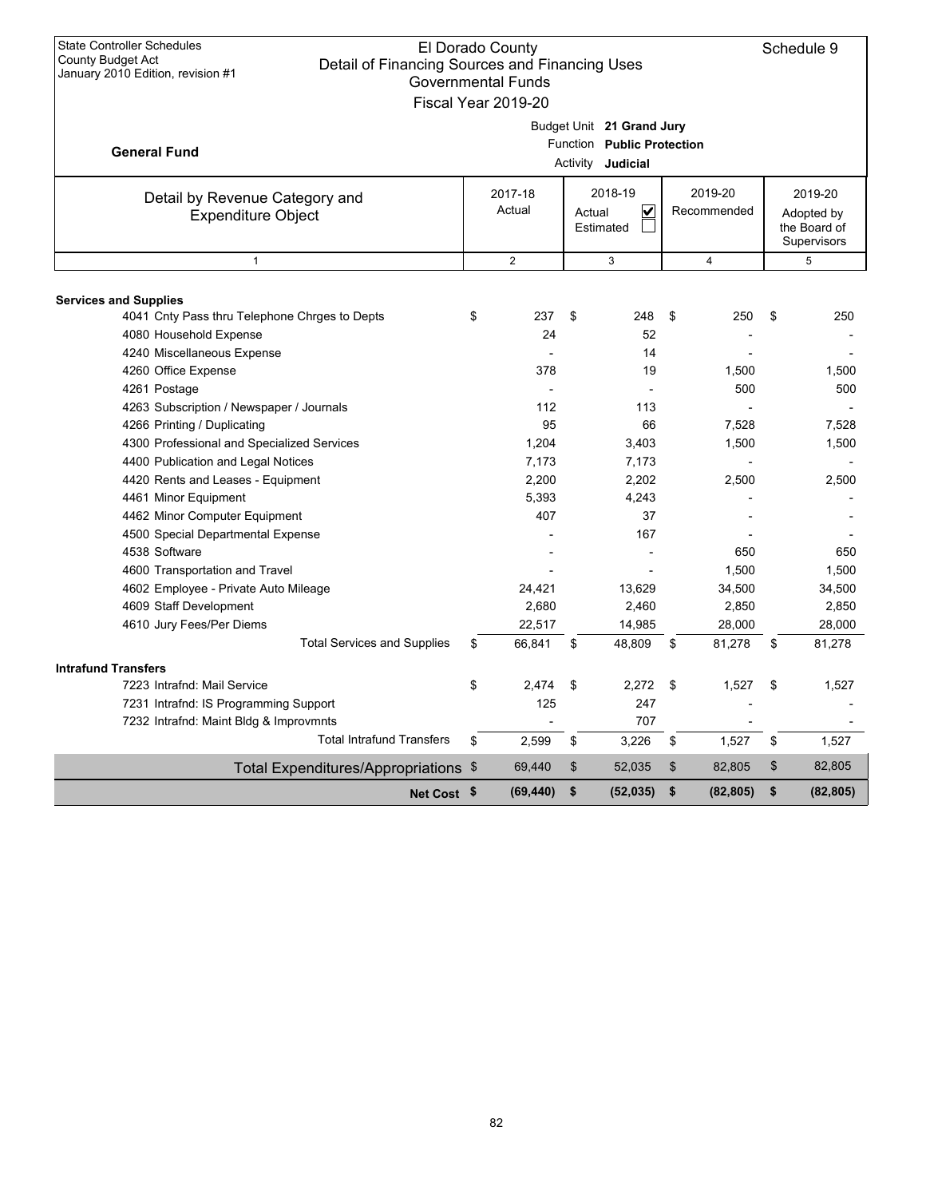State Controller Schedules
County Budget Act
January 2010 Edition, revision #1

# El Dorado County
## Detail of Financing Sources and Financing Uses
### Governmental Funds
### Fiscal Year 2019-20

Schedule 9

**General Fund**

Budget Unit **21 Grand Jury**
Function **Public Protection**
Activity **Judicial**

| Detail by Revenue Category and Expenditure Object | 2017-18 Actual | 2018-19 Actual ☑ Estimated ☐ | 2019-20 Recommended | 2019-20 Adopted by the Board of Supervisors |
|---|---|---|---|---|
| 1 | 2 | 3 | 4 | 5 |
| **Services and Supplies** | | | | |
| 4041 Cnty Pass thru Telephone Chrges to Depts | $ 237 | $ 248 | $ 250 | $ 250 |
| 4080 Household Expense | 24 | 52 | - | - |
| 4240 Miscellaneous Expense | - | 14 | - | - |
| 4260 Office Expense | 378 | 19 | 1,500 | 1,500 |
| 4261 Postage | - | - | 500 | 500 |
| 4263 Subscription / Newspaper / Journals | 112 | 113 | - | - |
| 4266 Printing / Duplicating | 95 | 66 | 7,528 | 7,528 |
| 4300 Professional and Specialized Services | 1,204 | 3,403 | 1,500 | 1,500 |
| 4400 Publication and Legal Notices | 7,173 | 7,173 | - | - |
| 4420 Rents and Leases - Equipment | 2,200 | 2,202 | 2,500 | 2,500 |
| 4461 Minor Equipment | 5,393 | 4,243 | - | - |
| 4462 Minor Computer Equipment | 407 | 37 | - | - |
| 4500 Special Departmental Expense | - | 167 | - | - |
| 4538 Software | - | - | 650 | 650 |
| 4600 Transportation and Travel | - | - | 1,500 | 1,500 |
| 4602 Employee - Private Auto Mileage | 24,421 | 13,629 | 34,500 | 34,500 |
| 4609 Staff Development | 2,680 | 2,460 | 2,850 | 2,850 |
| 4610 Jury Fees/Per Diems | 22,517 | 14,985 | 28,000 | 28,000 |
| Total Services and Supplies | $ 66,841 | $ 48,809 | $ 81,278 | $ 81,278 |
| **Intrafund Transfers** | | | | |
| 7223 Intrafnd: Mail Service | $ 2,474 | $ 2,272 | $ 1,527 | $ 1,527 |
| 7231 Intrafnd: IS Programming Support | 125 | 247 | - | - |
| 7232 Intrafnd: Maint Bldg & Improvmnts | - | 707 | - | - |
| Total Intrafund Transfers | $ 2,599 | $ 3,226 | $ 1,527 | $ 1,527 |
| Total Expenditures/Appropriations | $ 69,440 | $ 52,035 | $ 82,805 | $ 82,805 |
| **Net Cost** | **$ (69,440)** | **$ (52,035)** | **$ (82,805)** | **$ (82,805)** |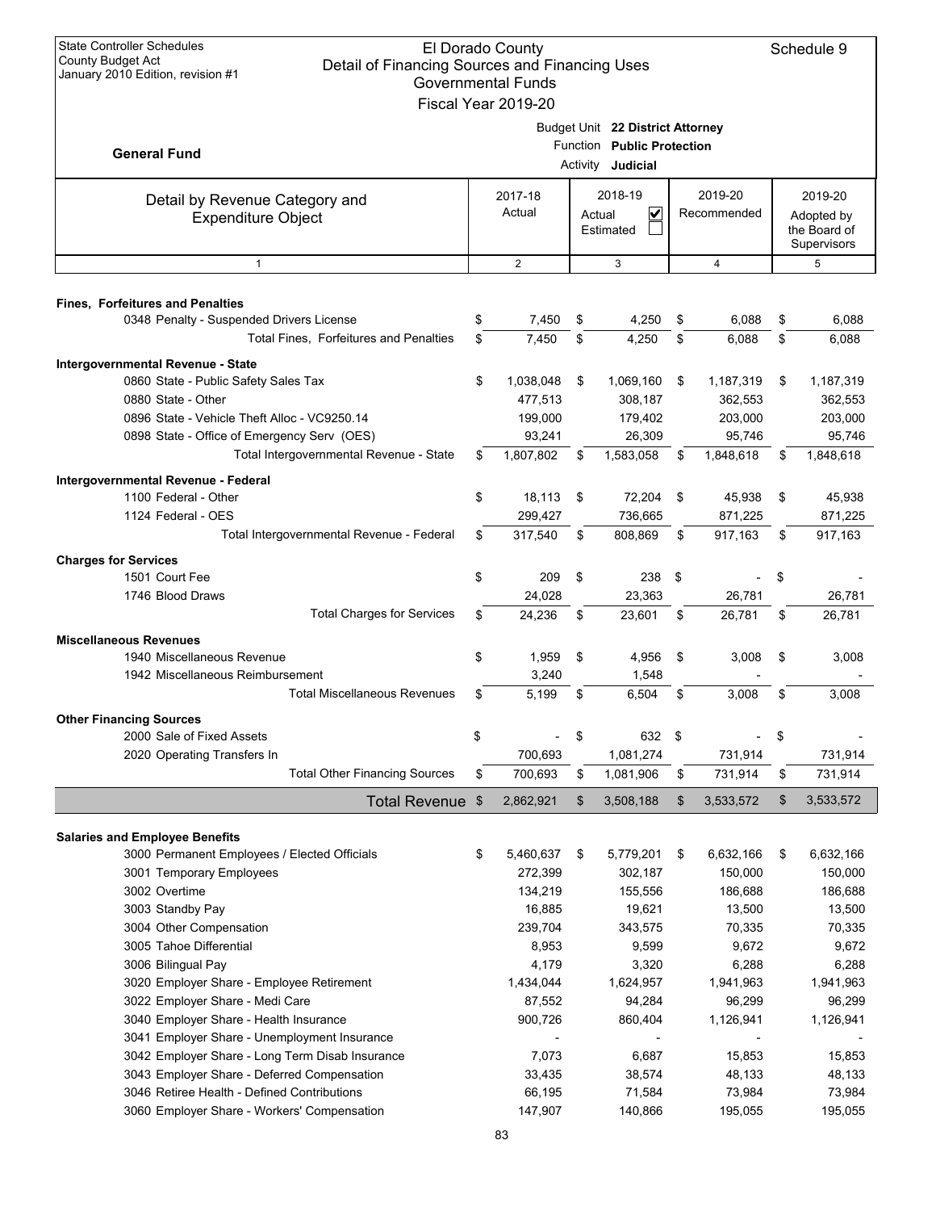State Controller Schedules
County Budget Act
January 2010 Edition, revision #1

# El Dorado County
## Detail of Financing Sources and Financing Uses
### Governmental Funds
### Fiscal Year 2019-20

Schedule 9

**General Fund**

Budget Unit **22 District Attorney**
Function **Public Protection**
Activity **Judicial**

| Detail by Revenue Category and Expenditure Object | 2017-18 Actual | 2018-19 Actual ☑ Estimated ☐ | 2019-20 Recommended | 2019-20 Adopted by the Board of Supervisors |
|---|---|---|---|---|
| 1 | 2 | 3 | 4 | 5 |
| **Fines, Forfeitures and Penalties** | | | | |
| 0348 Penalty - Suspended Drivers License | $ 7,450 | $ 4,250 | $ 6,088 | $ 6,088 |
| Total Fines, Forfeitures and Penalties | $ 7,450 | $ 4,250 | $ 6,088 | $ 6,088 |
| **Intergovernmental Revenue - State** | | | | |
| 0860 State - Public Safety Sales Tax | $ 1,038,048 | $ 1,069,160 | $ 1,187,319 | $ 1,187,319 |
| 0880 State - Other | 477,513 | 308,187 | 362,553 | 362,553 |
| 0896 State - Vehicle Theft Alloc - VC9250.14 | 199,000 | 179,402 | 203,000 | 203,000 |
| 0898 State - Office of Emergency Serv (OES) | 93,241 | 26,309 | 95,746 | 95,746 |
| Total Intergovernmental Revenue - State | $ 1,807,802 | $ 1,583,058 | $ 1,848,618 | $ 1,848,618 |
| **Intergovernmental Revenue - Federal** | | | | |
| 1100 Federal - Other | $ 18,113 | $ 72,204 | $ 45,938 | $ 45,938 |
| 1124 Federal - OES | 299,427 | 736,665 | 871,225 | 871,225 |
| Total Intergovernmental Revenue - Federal | $ 317,540 | $ 808,869 | $ 917,163 | $ 917,163 |
| **Charges for Services** | | | | |
| 1501 Court Fee | $ 209 | $ 238 | $ - | $ - |
| 1746 Blood Draws | 24,028 | 23,363 | 26,781 | 26,781 |
| Total Charges for Services | $ 24,236 | $ 23,601 | $ 26,781 | $ 26,781 |
| **Miscellaneous Revenues** | | | | |
| 1940 Miscellaneous Revenue | $ 1,959 | $ 4,956 | $ 3,008 | $ 3,008 |
| 1942 Miscellaneous Reimbursement | 3,240 | 1,548 | - | - |
| Total Miscellaneous Revenues | $ 5,199 | $ 6,504 | $ 3,008 | $ 3,008 |
| **Other Financing Sources** | | | | |
| 2000 Sale of Fixed Assets | $ - | $ 632 | $ - | $ - |
| 2020 Operating Transfers In | 700,693 | 1,081,274 | 731,914 | 731,914 |
| Total Other Financing Sources | $ 700,693 | $ 1,081,906 | $ 731,914 | $ 731,914 |
| **Total Revenue** | $ 2,862,921 | $ 3,508,188 | $ 3,533,572 | $ 3,533,572 |
| **Salaries and Employee Benefits** | | | | |
| 3000 Permanent Employees / Elected Officials | $ 5,460,637 | $ 5,779,201 | $ 6,632,166 | $ 6,632,166 |
| 3001 Temporary Employees | 272,399 | 302,187 | 150,000 | 150,000 |
| 3002 Overtime | 134,219 | 155,556 | 186,688 | 186,688 |
| 3003 Standby Pay | 16,885 | 19,621 | 13,500 | 13,500 |
| 3004 Other Compensation | 239,704 | 343,575 | 70,335 | 70,335 |
| 3005 Tahoe Differential | 8,953 | 9,599 | 9,672 | 9,672 |
| 3006 Bilingual Pay | 4,179 | 3,320 | 6,288 | 6,288 |
| 3020 Employer Share - Employee Retirement | 1,434,044 | 1,624,957 | 1,941,963 | 1,941,963 |
| 3022 Employer Share - Medi Care | 87,552 | 94,284 | 96,299 | 96,299 |
| 3040 Employer Share - Health Insurance | 900,726 | 860,404 | 1,126,941 | 1,126,941 |
| 3041 Employer Share - Unemployment Insurance | - | - | - | - |
| 3042 Employer Share - Long Term Disab Insurance | 7,073 | 6,687 | 15,853 | 15,853 |
| 3043 Employer Share - Deferred Compensation | 33,435 | 38,574 | 48,133 | 48,133 |
| 3046 Retiree Health - Defined Contributions | 66,195 | 71,584 | 73,984 | 73,984 |
| 3060 Employer Share - Workers' Compensation | 147,907 | 140,866 | 195,055 | 195,055 |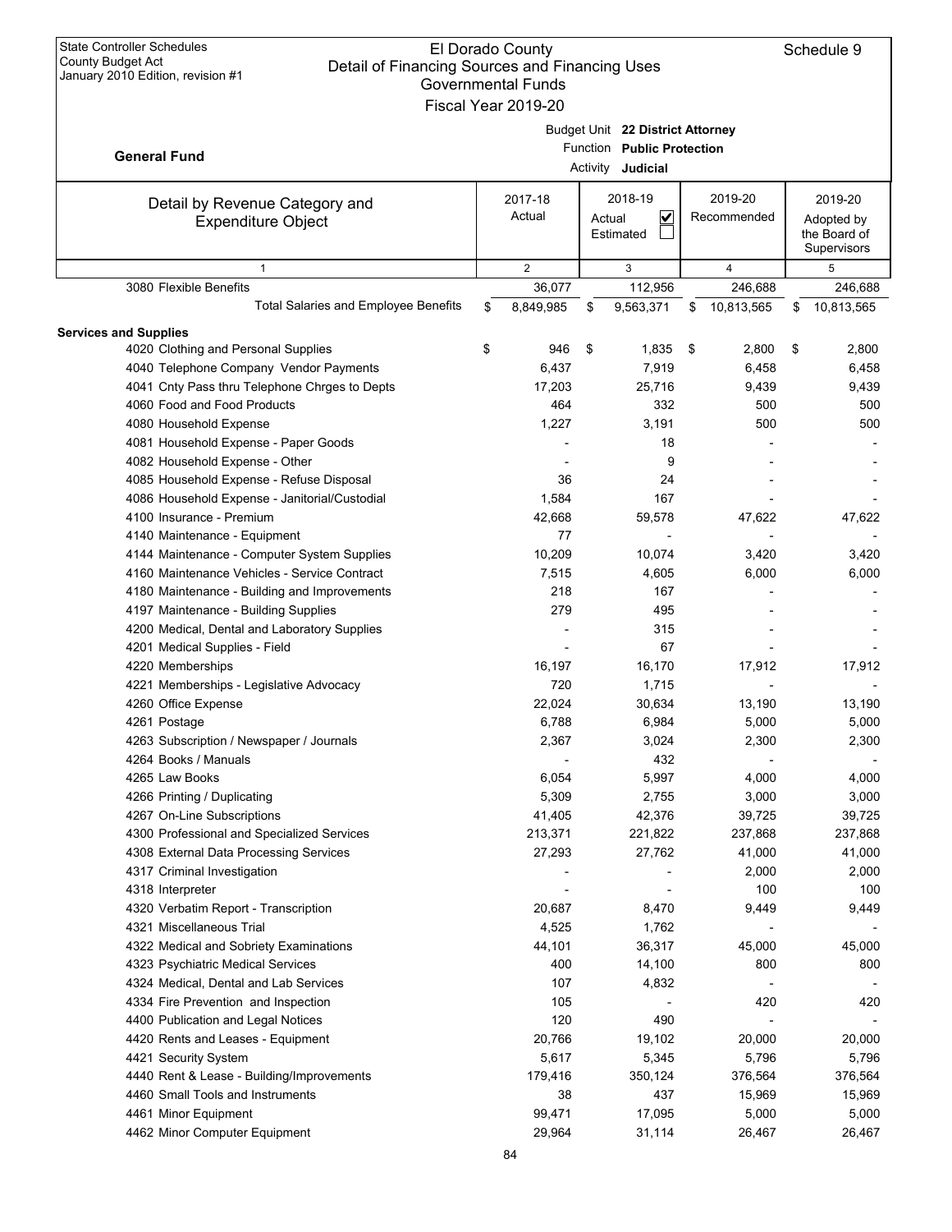State Controller Schedules
County Budget Act
January 2010 Edition, revision #1

El Dorado County
Detail of Financing Sources and Financing Uses
Governmental Funds
Fiscal Year 2019-20

Schedule 9

**General Fund**

Budget Unit **22 District Attorney**
Function **Public Protection**
Activity **Judicial**

| Detail by Revenue Category and Expenditure Object | 2017-18 Actual | 2018-19 Actual ☑ Estimated ☐ | 2019-20 Recommended | 2019-20 Adopted by the Board of Supervisors |
|---|---|---|---|---|
| 1 | 2 | 3 | 4 | 5 |
| 3080 Flexible Benefits | 36,077 | 112,956 | 246,688 | 246,688 |
| Total Salaries and Employee Benefits | $ 8,849,985 | $ 9,563,371 | $ 10,813,565 | $ 10,813,565 |
| **Services and Supplies** | | | | |
| 4020 Clothing and Personal Supplies | $ 946 | $ 1,835 | $ 2,800 | $ 2,800 |
| 4040 Telephone Company Vendor Payments | 6,437 | 7,919 | 6,458 | 6,458 |
| 4041 Cnty Pass thru Telephone Chrges to Depts | 17,203 | 25,716 | 9,439 | 9,439 |
| 4060 Food and Food Products | 464 | 332 | 500 | 500 |
| 4080 Household Expense | 1,227 | 3,191 | 500 | 500 |
| 4081 Household Expense - Paper Goods | - | 18 | - | - |
| 4082 Household Expense - Other | - | 9 | - | - |
| 4085 Household Expense - Refuse Disposal | 36 | 24 | - | - |
| 4086 Household Expense - Janitorial/Custodial | 1,584 | 167 | - | - |
| 4100 Insurance - Premium | 42,668 | 59,578 | 47,622 | 47,622 |
| 4140 Maintenance - Equipment | 77 | - | - | - |
| 4144 Maintenance - Computer System Supplies | 10,209 | 10,074 | 3,420 | 3,420 |
| 4160 Maintenance Vehicles - Service Contract | 7,515 | 4,605 | 6,000 | 6,000 |
| 4180 Maintenance - Building and Improvements | 218 | 167 | - | - |
| 4197 Maintenance - Building Supplies | 279 | 495 | - | - |
| 4200 Medical, Dental and Laboratory Supplies | - | 315 | - | - |
| 4201 Medical Supplies - Field | - | 67 | - | - |
| 4220 Memberships | 16,197 | 16,170 | 17,912 | 17,912 |
| 4221 Memberships - Legislative Advocacy | 720 | 1,715 | - | - |
| 4260 Office Expense | 22,024 | 30,634 | 13,190 | 13,190 |
| 4261 Postage | 6,788 | 6,984 | 5,000 | 5,000 |
| 4263 Subscription / Newspaper / Journals | 2,367 | 3,024 | 2,300 | 2,300 |
| 4264 Books / Manuals | - | 432 | - | - |
| 4265 Law Books | 6,054 | 5,997 | 4,000 | 4,000 |
| 4266 Printing / Duplicating | 5,309 | 2,755 | 3,000 | 3,000 |
| 4267 On-Line Subscriptions | 41,405 | 42,376 | 39,725 | 39,725 |
| 4300 Professional and Specialized Services | 213,371 | 221,822 | 237,868 | 237,868 |
| 4308 External Data Processing Services | 27,293 | 27,762 | 41,000 | 41,000 |
| 4317 Criminal Investigation | - | - | 2,000 | 2,000 |
| 4318 Interpreter | - | - | 100 | 100 |
| 4320 Verbatim Report - Transcription | 20,687 | 8,470 | 9,449 | 9,449 |
| 4321 Miscellaneous Trial | 4,525 | 1,762 | - | - |
| 4322 Medical and Sobriety Examinations | 44,101 | 36,317 | 45,000 | 45,000 |
| 4323 Psychiatric Medical Services | 400 | 14,100 | 800 | 800 |
| 4324 Medical, Dental and Lab Services | 107 | 4,832 | - | - |
| 4334 Fire Prevention and Inspection | 105 | - | 420 | 420 |
| 4400 Publication and Legal Notices | 120 | 490 | - | - |
| 4420 Rents and Leases - Equipment | 20,766 | 19,102 | 20,000 | 20,000 |
| 4421 Security System | 5,617 | 5,345 | 5,796 | 5,796 |
| 4440 Rent & Lease - Building/Improvements | 179,416 | 350,124 | 376,564 | 376,564 |
| 4460 Small Tools and Instruments | 38 | 437 | 15,969 | 15,969 |
| 4461 Minor Equipment | 99,471 | 17,095 | 5,000 | 5,000 |
| 4462 Minor Computer Equipment | 29,964 | 31,114 | 26,467 | 26,467 |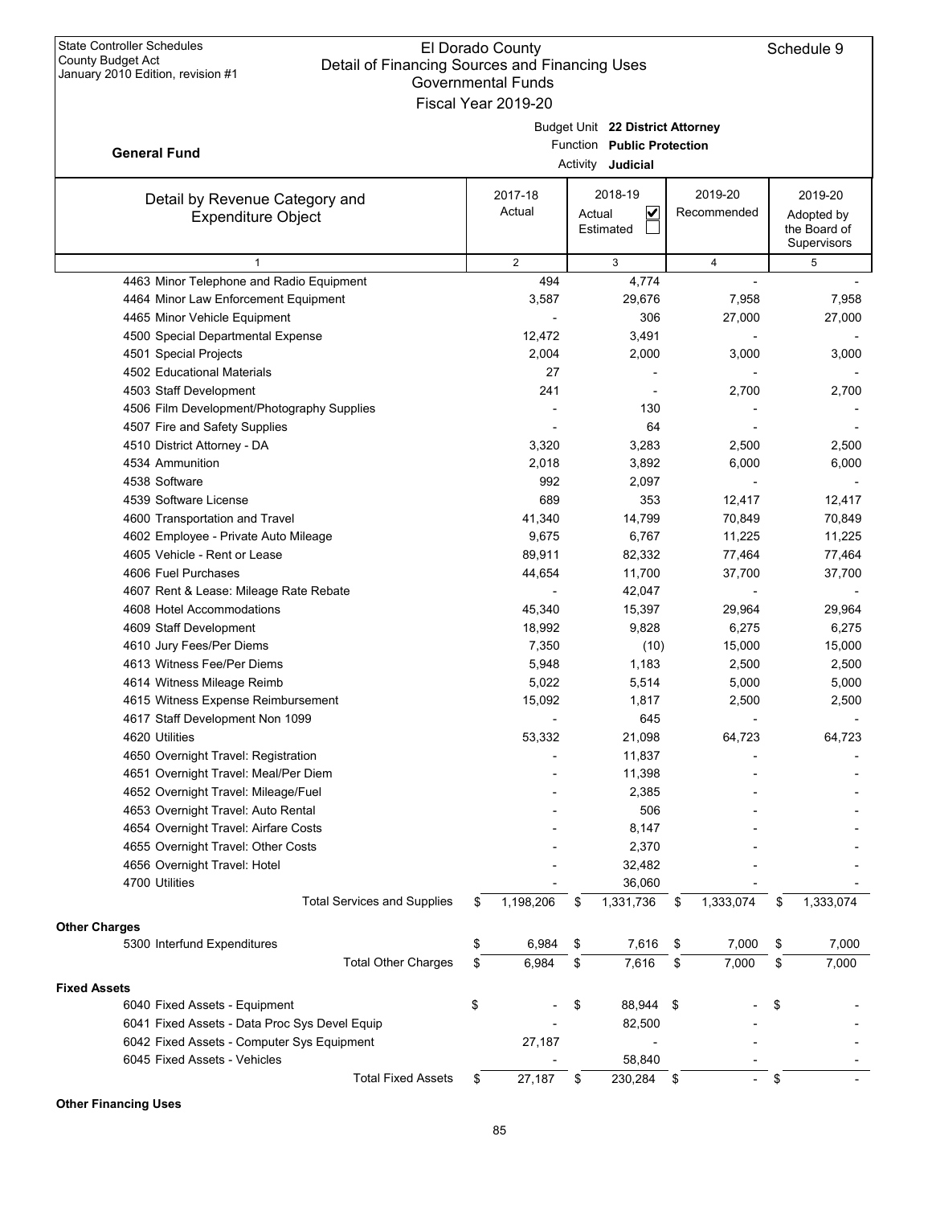State Controller Schedules
County Budget Act
January 2010 Edition, revision #1

El Dorado County
Detail of Financing Sources and Financing Uses
Governmental Funds
Fiscal Year 2019-20

Schedule 9

**General Fund**

Budget Unit **22 District Attorney**
Function **Public Protection**
Activity **Judicial**

| Detail by Revenue Category and Expenditure Object | 2017-18 Actual | 2018-19 Actual ☑ Estimated ☐ | 2019-20 Recommended | 2019-20 Adopted by the Board of Supervisors |
|---|---|---|---|---|
| 1 | 2 | 3 | 4 | 5 |
| 4463 Minor Telephone and Radio Equipment | 494 | 4,774 | - | - |
| 4464 Minor Law Enforcement Equipment | 3,587 | 29,676 | 7,958 | 7,958 |
| 4465 Minor Vehicle Equipment | - | 306 | 27,000 | 27,000 |
| 4500 Special Departmental Expense | 12,472 | 3,491 | - | - |
| 4501 Special Projects | 2,004 | 2,000 | 3,000 | 3,000 |
| 4502 Educational Materials | 27 | - | - | - |
| 4503 Staff Development | 241 | - | 2,700 | 2,700 |
| 4506 Film Development/Photography Supplies | - | 130 | - | - |
| 4507 Fire and Safety Supplies | - | 64 | - | - |
| 4510 District Attorney - DA | 3,320 | 3,283 | 2,500 | 2,500 |
| 4534 Ammunition | 2,018 | 3,892 | 6,000 | 6,000 |
| 4538 Software | 992 | 2,097 | - | - |
| 4539 Software License | 689 | 353 | 12,417 | 12,417 |
| 4600 Transportation and Travel | 41,340 | 14,799 | 70,849 | 70,849 |
| 4602 Employee - Private Auto Mileage | 9,675 | 6,767 | 11,225 | 11,225 |
| 4605 Vehicle - Rent or Lease | 89,911 | 82,332 | 77,464 | 77,464 |
| 4606 Fuel Purchases | 44,654 | 11,700 | 37,700 | 37,700 |
| 4607 Rent & Lease: Mileage Rate Rebate | - | 42,047 | - | - |
| 4608 Hotel Accommodations | 45,340 | 15,397 | 29,964 | 29,964 |
| 4609 Staff Development | 18,992 | 9,828 | 6,275 | 6,275 |
| 4610 Jury Fees/Per Diems | 7,350 | (10) | 15,000 | 15,000 |
| 4613 Witness Fee/Per Diems | 5,948 | 1,183 | 2,500 | 2,500 |
| 4614 Witness Mileage Reimb | 5,022 | 5,514 | 5,000 | 5,000 |
| 4615 Witness Expense Reimbursement | 15,092 | 1,817 | 2,500 | 2,500 |
| 4617 Staff Development Non 1099 | - | 645 | - | - |
| 4620 Utilities | 53,332 | 21,098 | 64,723 | 64,723 |
| 4650 Overnight Travel: Registration | - | 11,837 | - | - |
| 4651 Overnight Travel: Meal/Per Diem | - | 11,398 | - | - |
| 4652 Overnight Travel: Mileage/Fuel | - | 2,385 | - | - |
| 4653 Overnight Travel: Auto Rental | - | 506 | - | - |
| 4654 Overnight Travel: Airfare Costs | - | 8,147 | - | - |
| 4655 Overnight Travel: Other Costs | - | 2,370 | - | - |
| 4656 Overnight Travel: Hotel | - | 32,482 | - | - |
| 4700 Utilities | - | 36,060 | - | - |
| Total Services and Supplies | $ 1,198,206 | $ 1,331,736 | $ 1,333,074 | $ 1,333,074 |
| **Other Charges** | | | | |
| 5300 Interfund Expenditures | $ 6,984 | $ 7,616 | $ 7,000 | $ 7,000 |
| Total Other Charges | $ 6,984 | $ 7,616 | $ 7,000 | $ 7,000 |
| **Fixed Assets** | | | | |
| 6040 Fixed Assets - Equipment | $ - | $ 88,944 | $ - | $ - |
| 6041 Fixed Assets - Data Proc Sys Devel Equip | - | 82,500 | - | - |
| 6042 Fixed Assets - Computer Sys Equipment | 27,187 | - | - | - |
| 6045 Fixed Assets - Vehicles | - | 58,840 | - | - |
| Total Fixed Assets | $ 27,187 | $ 230,284 | $ - | $ - |
| **Other Financing Uses** | | | | |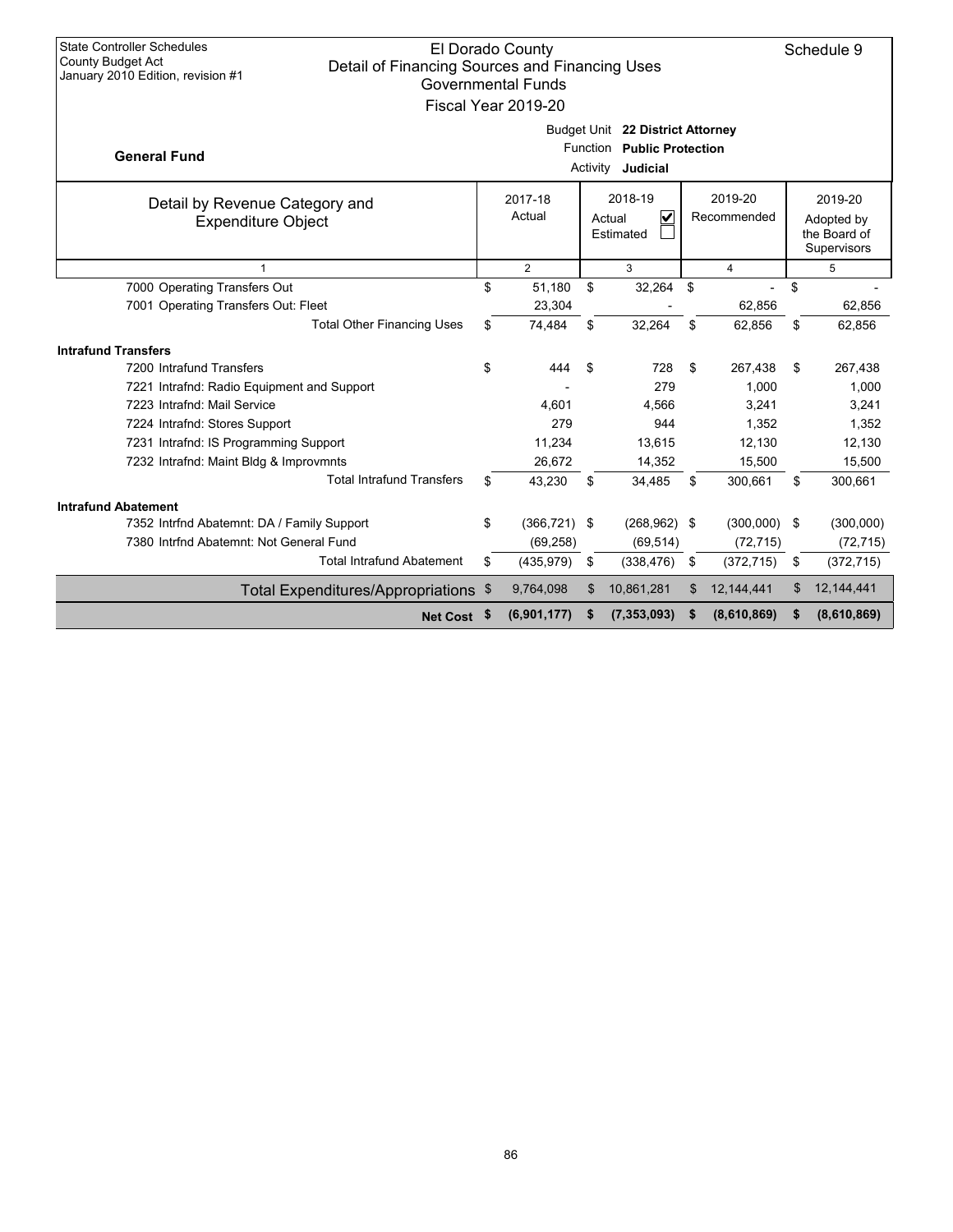State Controller Schedules
County Budget Act
January 2010 Edition, revision #1

# El Dorado County
## Detail of Financing Sources and Financing Uses
### Governmental Funds
### Fiscal Year 2019-20

Schedule 9

**General Fund**

Budget Unit **22 District Attorney**
Function **Public Protection**
Activity **Judicial**

| Detail by Revenue Category and Expenditure Object | 2017-18 Actual | 2018-19 Actual ☑ Estimated ☐ | 2019-20 Recommended | 2019-20 Adopted by the Board of Supervisors |
|---|---|---|---|---|
| 1 | 2 | 3 | 4 | 5 |
| 7000 Operating Transfers Out | $ 51,180 | $ 32,264 | $ - | $ - |
| 7001 Operating Transfers Out: Fleet | 23,304 | - | 62,856 | 62,856 |
| Total Other Financing Uses | $ 74,484 | $ 32,264 | $ 62,856 | $ 62,856 |
| **Intrafund Transfers** | | | | |
| 7200 Intrafund Transfers | $ 444 | $ 728 | $ 267,438 | $ 267,438 |
| 7221 Intrafnd: Radio Equipment and Support | - | 279 | 1,000 | 1,000 |
| 7223 Intrafnd: Mail Service | 4,601 | 4,566 | 3,241 | 3,241 |
| 7224 Intrafnd: Stores Support | 279 | 944 | 1,352 | 1,352 |
| 7231 Intrafnd: IS Programming Support | 11,234 | 13,615 | 12,130 | 12,130 |
| 7232 Intrafnd: Maint Bldg & Improvmnts | 26,672 | 14,352 | 15,500 | 15,500 |
| Total Intrafund Transfers | $ 43,230 | $ 34,485 | $ 300,661 | $ 300,661 |
| **Intrafund Abatement** | | | | |
| 7352 Intrfnd Abatemnt: DA / Family Support | $ (366,721) | $ (268,962) | $ (300,000) | $ (300,000) |
| 7380 Intrfnd Abatemnt: Not General Fund | (69,258) | (69,514) | (72,715) | (72,715) |
| Total Intrafund Abatement | $ (435,979) | $ (338,476) | $ (372,715) | $ (372,715) |
| Total Expenditures/Appropriations | $ 9,764,098 | $ 10,861,281 | $ 12,144,441 | $ 12,144,441 |
| **Net Cost** | **$ (6,901,177)** | **$ (7,353,093)** | **$ (8,610,869)** | **$ (8,610,869)** |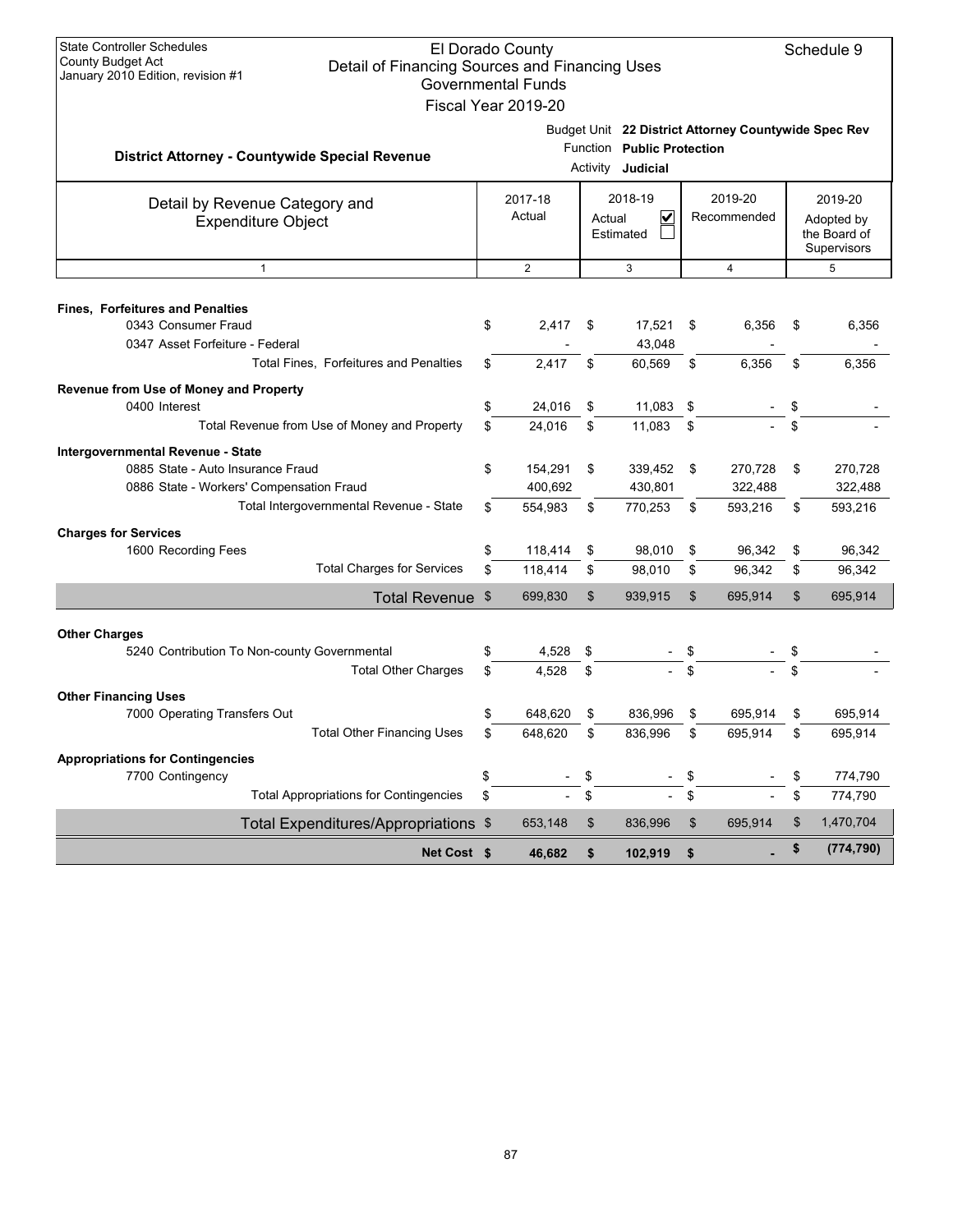State Controller Schedules
County Budget Act
January 2010 Edition, revision #1

# El Dorado County
## Detail of Financing Sources and Financing Uses
### Governmental Funds
### Fiscal Year 2019-20

Schedule 9

Budget Unit **22 District Attorney Countywide Spec Rev**
Function **Public Protection**
Activity **Judicial**

**District Attorney - Countywide Special Revenue**

| Detail by Revenue Category and Expenditure Object | 2017-18 Actual | 2018-19 Actual ☑ Estimated ☐ | 2019-20 Recommended | 2019-20 Adopted by the Board of Supervisors |
|---|---|---|---|---|
| 1 | 2 | 3 | 4 | 5 |
| **Fines, Forfeitures and Penalties** | | | | |
| 0343 Consumer Fraud | $ 2,417 | $ 17,521 | $ 6,356 | $ 6,356 |
| 0347 Asset Forfeiture - Federal | - | 43,048 | - | - |
| Total Fines, Forfeitures and Penalties | $ 2,417 | $ 60,569 | $ 6,356 | $ 6,356 |
| **Revenue from Use of Money and Property** | | | | |
| 0400 Interest | $ 24,016 | $ 11,083 | $ - | $ - |
| Total Revenue from Use of Money and Property | $ 24,016 | $ 11,083 | $ - | $ - |
| **Intergovernmental Revenue - State** | | | | |
| 0885 State - Auto Insurance Fraud | $ 154,291 | $ 339,452 | $ 270,728 | $ 270,728 |
| 0886 State - Workers' Compensation Fraud | 400,692 | 430,801 | 322,488 | 322,488 |
| Total Intergovernmental Revenue - State | $ 554,983 | $ 770,253 | $ 593,216 | $ 593,216 |
| **Charges for Services** | | | | |
| 1600 Recording Fees | $ 118,414 | $ 98,010 | $ 96,342 | $ 96,342 |
| Total Charges for Services | $ 118,414 | $ 98,010 | $ 96,342 | $ 96,342 |
| **Total Revenue** | $ 699,830 | $ 939,915 | $ 695,914 | $ 695,914 |
| **Other Charges** | | | | |
| 5240 Contribution To Non-county Governmental | $ 4,528 | $ - | $ - | $ - |
| Total Other Charges | $ 4,528 | $ - | $ - | $ - |
| **Other Financing Uses** | | | | |
| 7000 Operating Transfers Out | $ 648,620 | $ 836,996 | $ 695,914 | $ 695,914 |
| Total Other Financing Uses | $ 648,620 | $ 836,996 | $ 695,914 | $ 695,914 |
| **Appropriations for Contingencies** | | | | |
| 7700 Contingency | $ - | $ - | $ - | $ 774,790 |
| Total Appropriations for Contingencies | $ - | $ - | $ - | $ 774,790 |
| **Total Expenditures/Appropriations** | $ 653,148 | $ 836,996 | $ 695,914 | $ 1,470,704 |
| **Net Cost** | **$ 46,682** | **$ 102,919** | **$ -** | **$ (774,790)** |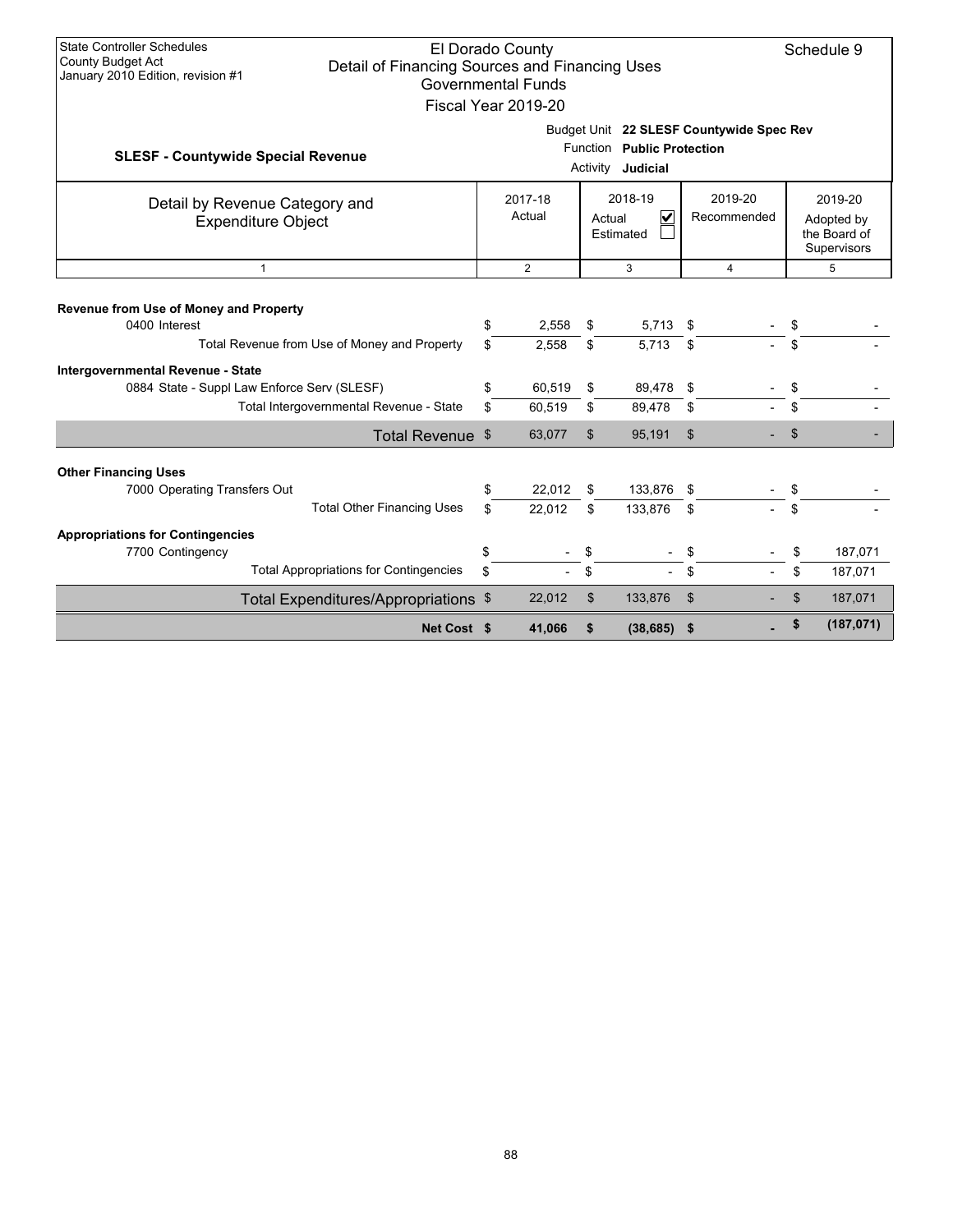State Controller Schedules
County Budget Act
January 2010 Edition, revision #1

# El Dorado County
## Detail of Financing Sources and Financing Uses
### Governmental Funds
### Fiscal Year 2019-20

Schedule 9

**SLESF - Countywide Special Revenue**

Budget Unit **22 SLESF Countywide Spec Rev**
Function **Public Protection**
Activity **Judicial**

| Detail by Revenue Category and Expenditure Object | 2017-18 Actual | 2018-19 Actual ☑ Estimated ☐ | 2019-20 Recommended | 2019-20 Adopted by the Board of Supervisors |
|---|---|---|---|---|
| 1 | 2 | 3 | 4 | 5 |
| **Revenue from Use of Money and Property** | | | | |
| 0400 Interest | $ 2,558 | $ 5,713 | $ - | $ - |
| Total Revenue from Use of Money and Property | $ 2,558 | $ 5,713 | $ - | $ - |
| **Intergovernmental Revenue - State** | | | | |
| 0884 State - Suppl Law Enforce Serv (SLESF) | $ 60,519 | $ 89,478 | $ - | $ - |
| Total Intergovernmental Revenue - State | $ 60,519 | $ 89,478 | $ - | $ - |
| **Total Revenue** | $ 63,077 | $ 95,191 | $ - | $ - |
| **Other Financing Uses** | | | | |
| 7000 Operating Transfers Out | $ 22,012 | $ 133,876 | $ - | $ - |
| Total Other Financing Uses | $ 22,012 | $ 133,876 | $ - | $ - |
| **Appropriations for Contingencies** | | | | |
| 7700 Contingency | $ - | $ - | $ - | $ 187,071 |
| Total Appropriations for Contingencies | $ - | $ - | $ - | $ 187,071 |
| **Total Expenditures/Appropriations** | $ 22,012 | $ 133,876 | $ - | $ 187,071 |
| **Net Cost** | **$ 41,066** | **$ (38,685)** | **$ -** | **$ (187,071)** |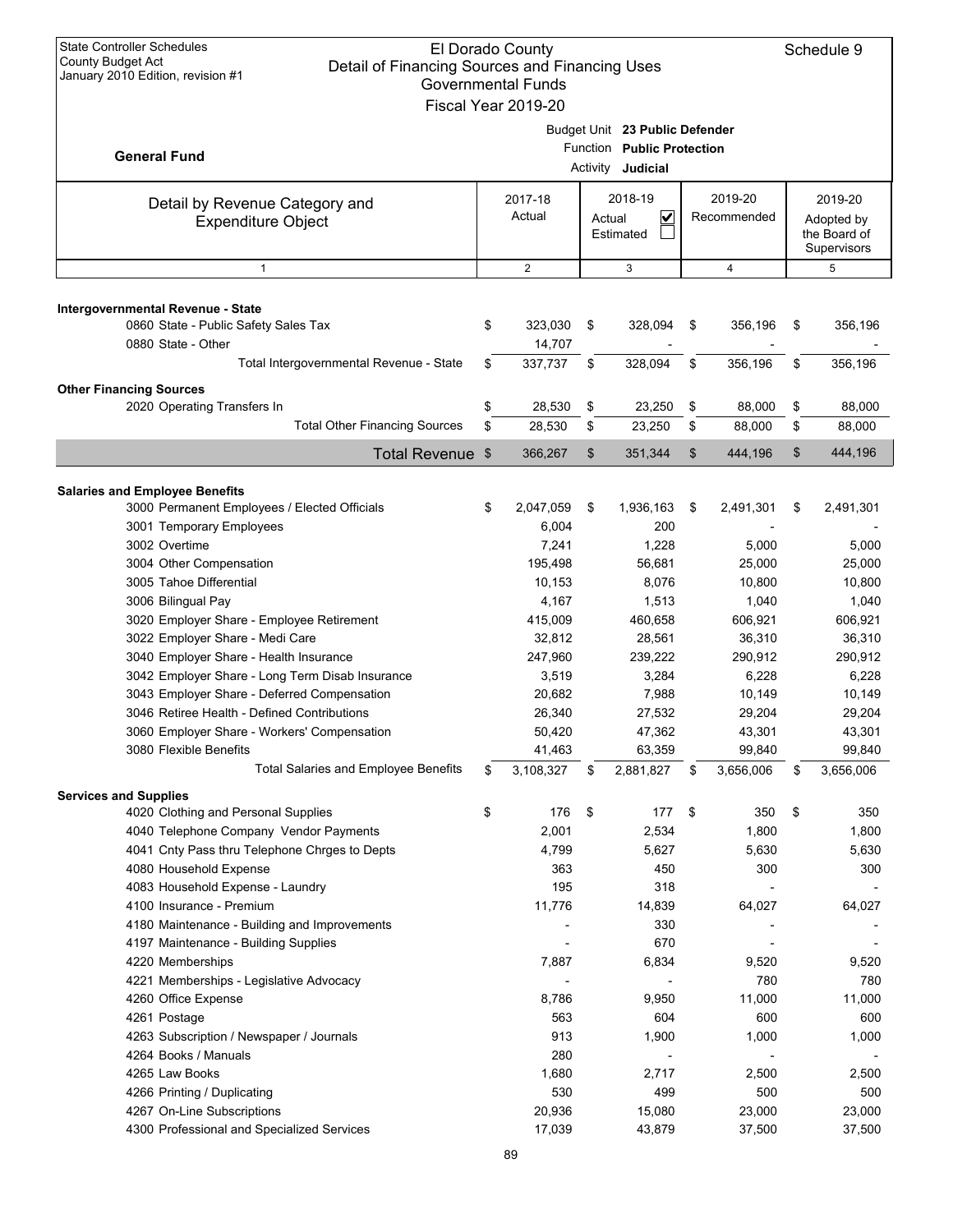State Controller Schedules
County Budget Act
January 2010 Edition, revision #1

# El Dorado County
## Detail of Financing Sources and Financing Uses
### Governmental Funds
### Fiscal Year 2019-20

Schedule 9

**General Fund**

Budget Unit **23 Public Defender**
Function **Public Protection**
Activity **Judicial**

| Detail by Revenue Category and Expenditure Object | 2017-18 Actual | 2018-19 Actual ☑ Estimated ☐ | 2019-20 Recommended | 2019-20 Adopted by the Board of Supervisors |
|---|---|---|---|---|
| 1 | 2 | 3 | 4 | 5 |
| **Intergovernmental Revenue - State** | | | | |
| 0860 State - Public Safety Sales Tax | $ 323,030 | $ 328,094 | $ 356,196 | $ 356,196 |
| 0880 State - Other | 14,707 | - | - | - |
| Total Intergovernmental Revenue - State | $ 337,737 | $ 328,094 | $ 356,196 | $ 356,196 |
| **Other Financing Sources** | | | | |
| 2020 Operating Transfers In | $ 28,530 | $ 23,250 | $ 88,000 | $ 88,000 |
| Total Other Financing Sources | $ 28,530 | $ 23,250 | $ 88,000 | $ 88,000 |
| **Total Revenue** | $ 366,267 | $ 351,344 | $ 444,196 | $ 444,196 |
| **Salaries and Employee Benefits** | | | | |
| 3000 Permanent Employees / Elected Officials | $ 2,047,059 | $ 1,936,163 | $ 2,491,301 | $ 2,491,301 |
| 3001 Temporary Employees | 6,004 | 200 | - | - |
| 3002 Overtime | 7,241 | 1,228 | 5,000 | 5,000 |
| 3004 Other Compensation | 195,498 | 56,681 | 25,000 | 25,000 |
| 3005 Tahoe Differential | 10,153 | 8,076 | 10,800 | 10,800 |
| 3006 Bilingual Pay | 4,167 | 1,513 | 1,040 | 1,040 |
| 3020 Employer Share - Employee Retirement | 415,009 | 460,658 | 606,921 | 606,921 |
| 3022 Employer Share - Medi Care | 32,812 | 28,561 | 36,310 | 36,310 |
| 3040 Employer Share - Health Insurance | 247,960 | 239,222 | 290,912 | 290,912 |
| 3042 Employer Share - Long Term Disab Insurance | 3,519 | 3,284 | 6,228 | 6,228 |
| 3043 Employer Share - Deferred Compensation | 20,682 | 7,988 | 10,149 | 10,149 |
| 3046 Retiree Health - Defined Contributions | 26,340 | 27,532 | 29,204 | 29,204 |
| 3060 Employer Share - Workers' Compensation | 50,420 | 47,362 | 43,301 | 43,301 |
| 3080 Flexible Benefits | 41,463 | 63,359 | 99,840 | 99,840 |
| Total Salaries and Employee Benefits | $ 3,108,327 | $ 2,881,827 | $ 3,656,006 | $ 3,656,006 |
| **Services and Supplies** | | | | |
| 4020 Clothing and Personal Supplies | $ 176 | $ 177 | $ 350 | $ 350 |
| 4040 Telephone Company Vendor Payments | 2,001 | 2,534 | 1,800 | 1,800 |
| 4041 Cnty Pass thru Telephone Chrges to Depts | 4,799 | 5,627 | 5,630 | 5,630 |
| 4080 Household Expense | 363 | 450 | 300 | 300 |
| 4083 Household Expense - Laundry | 195 | 318 | - | - |
| 4100 Insurance - Premium | 11,776 | 14,839 | 64,027 | 64,027 |
| 4180 Maintenance - Building and Improvements | - | 330 | - | - |
| 4197 Maintenance - Building Supplies | - | 670 | - | - |
| 4220 Memberships | 7,887 | 6,834 | 9,520 | 9,520 |
| 4221 Memberships - Legislative Advocacy | - | - | 780 | 780 |
| 4260 Office Expense | 8,786 | 9,950 | 11,000 | 11,000 |
| 4261 Postage | 563 | 604 | 600 | 600 |
| 4263 Subscription / Newspaper / Journals | 913 | 1,900 | 1,000 | 1,000 |
| 4264 Books / Manuals | 280 | - | - | - |
| 4265 Law Books | 1,680 | 2,717 | 2,500 | 2,500 |
| 4266 Printing / Duplicating | 530 | 499 | 500 | 500 |
| 4267 On-Line Subscriptions | 20,936 | 15,080 | 23,000 | 23,000 |
| 4300 Professional and Specialized Services | 17,039 | 43,879 | 37,500 | 37,500 |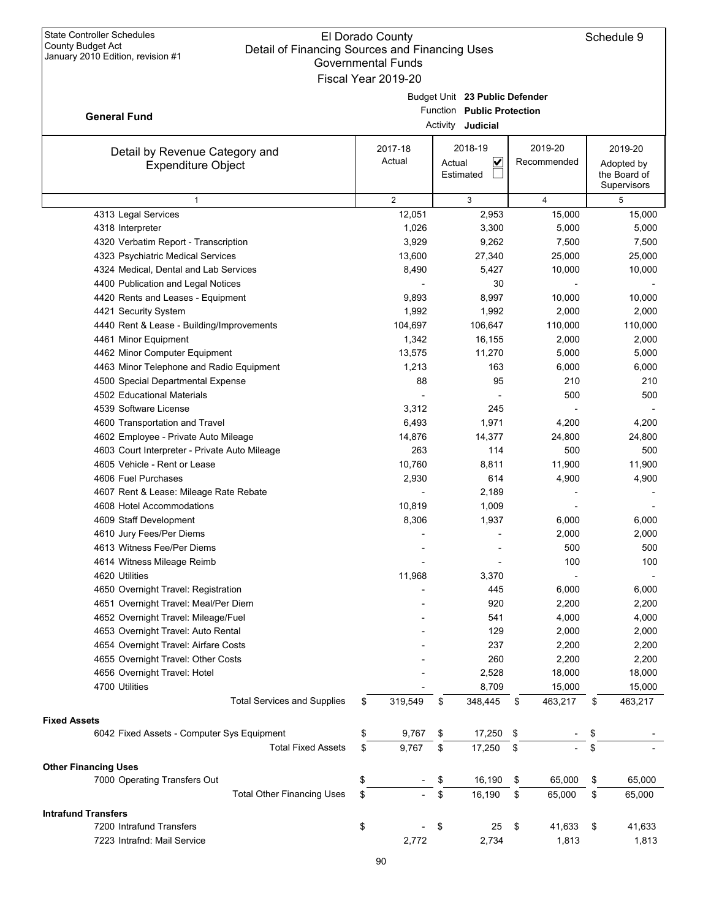State Controller Schedules
County Budget Act
January 2010 Edition, revision #1

# El Dorado County
## Detail of Financing Sources and Financing Uses
### Governmental Funds
### Fiscal Year 2019-20

Schedule 9

**General Fund**

Budget Unit **23 Public Defender**
Function **Public Protection**
Activity **Judicial**

| Detail by Revenue Category and Expenditure Object | 2017-18 Actual | 2018-19 Actual ☑ Estimated ☐ | 2019-20 Recommended | 2019-20 Adopted by the Board of Supervisors |
|---|---|---|---|---|
| 1 | 2 | 3 | 4 | 5 |
| 4313 Legal Services | 12,051 | 2,953 | 15,000 | 15,000 |
| 4318 Interpreter | 1,026 | 3,300 | 5,000 | 5,000 |
| 4320 Verbatim Report - Transcription | 3,929 | 9,262 | 7,500 | 7,500 |
| 4323 Psychiatric Medical Services | 13,600 | 27,340 | 25,000 | 25,000 |
| 4324 Medical, Dental and Lab Services | 8,490 | 5,427 | 10,000 | 10,000 |
| 4400 Publication and Legal Notices | - | 30 | - | - |
| 4420 Rents and Leases - Equipment | 9,893 | 8,997 | 10,000 | 10,000 |
| 4421 Security System | 1,992 | 1,992 | 2,000 | 2,000 |
| 4440 Rent & Lease - Building/Improvements | 104,697 | 106,647 | 110,000 | 110,000 |
| 4461 Minor Equipment | 1,342 | 16,155 | 2,000 | 2,000 |
| 4462 Minor Computer Equipment | 13,575 | 11,270 | 5,000 | 5,000 |
| 4463 Minor Telephone and Radio Equipment | 1,213 | 163 | 6,000 | 6,000 |
| 4500 Special Departmental Expense | 88 | 95 | 210 | 210 |
| 4502 Educational Materials | - | - | 500 | 500 |
| 4539 Software License | 3,312 | 245 | - | - |
| 4600 Transportation and Travel | 6,493 | 1,971 | 4,200 | 4,200 |
| 4602 Employee - Private Auto Mileage | 14,876 | 14,377 | 24,800 | 24,800 |
| 4603 Court Interpreter - Private Auto Mileage | 263 | 114 | 500 | 500 |
| 4605 Vehicle - Rent or Lease | 10,760 | 8,811 | 11,900 | 11,900 |
| 4606 Fuel Purchases | 2,930 | 614 | 4,900 | 4,900 |
| 4607 Rent & Lease: Mileage Rate Rebate | - | 2,189 | - | - |
| 4608 Hotel Accommodations | 10,819 | 1,009 | - | - |
| 4609 Staff Development | 8,306 | 1,937 | 6,000 | 6,000 |
| 4610 Jury Fees/Per Diems | - | - | 2,000 | 2,000 |
| 4613 Witness Fee/Per Diems | - | - | 500 | 500 |
| 4614 Witness Mileage Reimb | - | - | 100 | 100 |
| 4620 Utilities | 11,968 | 3,370 | - | - |
| 4650 Overnight Travel: Registration | - | 445 | 6,000 | 6,000 |
| 4651 Overnight Travel: Meal/Per Diem | - | 920 | 2,200 | 2,200 |
| 4652 Overnight Travel: Mileage/Fuel | - | 541 | 4,000 | 4,000 |
| 4653 Overnight Travel: Auto Rental | - | 129 | 2,000 | 2,000 |
| 4654 Overnight Travel: Airfare Costs | - | 237 | 2,200 | 2,200 |
| 4655 Overnight Travel: Other Costs | - | 260 | 2,200 | 2,200 |
| 4656 Overnight Travel: Hotel | - | 2,528 | 18,000 | 18,000 |
| 4700 Utilities | - | 8,709 | 15,000 | 15,000 |
| Total Services and Supplies | $ 319,549 | $ 348,445 | $ 463,217 | $ 463,217 |
| **Fixed Assets** | | | | |
| 6042 Fixed Assets - Computer Sys Equipment | $ 9,767 | $ 17,250 | $ - | $ - |
| Total Fixed Assets | $ 9,767 | $ 17,250 | $ - | $ - |
| **Other Financing Uses** | | | | |
| 7000 Operating Transfers Out | $ - | $ 16,190 | $ 65,000 | $ 65,000 |
| Total Other Financing Uses | $ - | $ 16,190 | $ 65,000 | $ 65,000 |
| **Intrafund Transfers** | | | | |
| 7200 Intrafund Transfers | $ - | $ 25 | $ 41,633 | $ 41,633 |
| 7223 Intrafnd: Mail Service | 2,772 | 2,734 | 1,813 | 1,813 |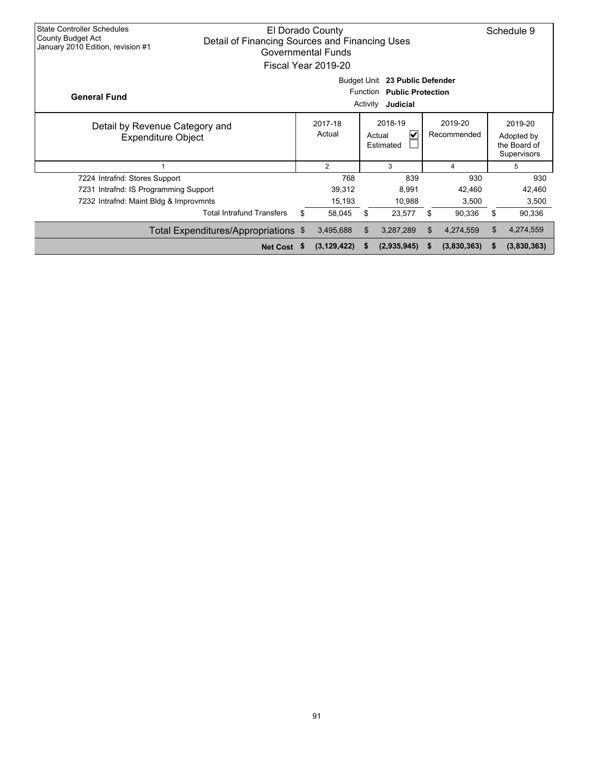State Controller Schedules
County Budget Act
January 2010 Edition, revision #1

# El Dorado County
## Detail of Financing Sources and Financing Uses
## Governmental Funds
## Fiscal Year 2019-20

Schedule 9

**General Fund**

Budget Unit **23 Public Defender**
Function **Public Protection**
Activity **Judicial**

| Detail by Revenue Category and Expenditure Object | 2017-18 Actual | 2018-19 Actual ☑ Estimated ☐ | 2019-20 Recommended | 2019-20 Adopted by the Board of Supervisors |
|---|---|---|---|---|
| 1 | 2 | 3 | 4 | 5 |
| 7224 Intrafnd: Stores Support | 768 | 839 | 930 | 930 |
| 7231 Intrafnd: IS Programming Support | 39,312 | 8,991 | 42,460 | 42,460 |
| 7232 Intrafnd: Maint Bldg & Improvmnts | 15,193 | 10,988 | 3,500 | 3,500 |
| Total Intrafund Transfers | $ 58,045 | $ 23,577 | $ 90,336 | $ 90,336 |
| Total Expenditures/Appropriations | $ 3,495,688 | $ 3,287,289 | $ 4,274,559 | $ 4,274,559 |
| **Net Cost** | **$ (3,129,422)** | **$ (2,935,945)** | **$ (3,830,363)** | **$ (3,830,363)** |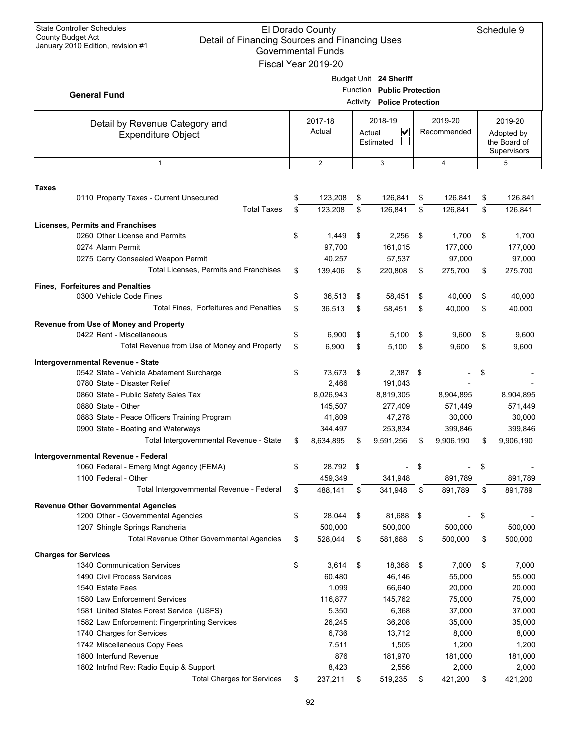State Controller Schedules
County Budget Act
January 2010 Edition, revision #1

# El Dorado County
## Detail of Financing Sources and Financing Uses
### Governmental Funds
### Fiscal Year 2019-20

Schedule 9

**General Fund**

Budget Unit **24 Sheriff**
Function **Public Protection**
Activity **Police Protection**

| Detail by Revenue Category and Expenditure Object | 2017-18 Actual | 2018-19 Actual ☑ Estimated ☐ | 2019-20 Recommended | 2019-20 Adopted by the Board of Supervisors |
|---|---|---|---|---|
| 1 | 2 | 3 | 4 | 5 |
| **Taxes** | | | | |
| 0110 Property Taxes - Current Unsecured | $ 123,208 | $ 126,841 | $ 126,841 | $ 126,841 |
| Total Taxes | $ 123,208 | $ 126,841 | $ 126,841 | $ 126,841 |
| **Licenses, Permits and Franchises** | | | | |
| 0260 Other License and Permits | $ 1,449 | $ 2,256 | $ 1,700 | $ 1,700 |
| 0274 Alarm Permit | 97,700 | 161,015 | 177,000 | 177,000 |
| 0275 Carry Consealed Weapon Permit | 40,257 | 57,537 | 97,000 | 97,000 |
| Total Licenses, Permits and Franchises | $ 139,406 | $ 220,808 | $ 275,700 | $ 275,700 |
| **Fines, Forfeitures and Penalties** | | | | |
| 0300 Vehicle Code Fines | $ 36,513 | $ 58,451 | $ 40,000 | $ 40,000 |
| Total Fines, Forfeitures and Penalties | $ 36,513 | $ 58,451 | $ 40,000 | $ 40,000 |
| **Revenue from Use of Money and Property** | | | | |
| 0422 Rent - Miscellaneous | $ 6,900 | $ 5,100 | $ 9,600 | $ 9,600 |
| Total Revenue from Use of Money and Property | $ 6,900 | $ 5,100 | $ 9,600 | $ 9,600 |
| **Intergovernmental Revenue - State** | | | | |
| 0542 State - Vehicle Abatement Surcharge | $ 73,673 | $ 2,387 | $ - | $ - |
| 0780 State - Disaster Relief | 2,466 | 191,043 | - | - |
| 0860 State - Public Safety Sales Tax | 8,026,943 | 8,819,305 | 8,904,895 | 8,904,895 |
| 0880 State - Other | 145,507 | 277,409 | 571,449 | 571,449 |
| 0883 State - Peace Officers Training Program | 41,809 | 47,278 | 30,000 | 30,000 |
| 0900 State - Boating and Waterways | 344,497 | 253,834 | 399,846 | 399,846 |
| Total Intergovernmental Revenue - State | $ 8,634,895 | $ 9,591,256 | $ 9,906,190 | $ 9,906,190 |
| **Intergovernmental Revenue - Federal** | | | | |
| 1060 Federal - Emerg Mngt Agency (FEMA) | $ 28,792 | $ - | $ - | $ - |
| 1100 Federal - Other | 459,349 | 341,948 | 891,789 | 891,789 |
| Total Intergovernmental Revenue - Federal | $ 488,141 | $ 341,948 | $ 891,789 | $ 891,789 |
| **Revenue Other Governmental Agencies** | | | | |
| 1200 Other - Governmental Agencies | $ 28,044 | $ 81,688 | $ - | $ - |
| 1207 Shingle Springs Rancheria | 500,000 | 500,000 | 500,000 | 500,000 |
| Total Revenue Other Governmental Agencies | $ 528,044 | $ 581,688 | $ 500,000 | $ 500,000 |
| **Charges for Services** | | | | |
| 1340 Communication Services | $ 3,614 | $ 18,368 | $ 7,000 | $ 7,000 |
| 1490 Civil Process Services | 60,480 | 46,146 | 55,000 | 55,000 |
| 1540 Estate Fees | 1,099 | 66,640 | 20,000 | 20,000 |
| 1580 Law Enforcement Services | 116,877 | 145,762 | 75,000 | 75,000 |
| 1581 United States Forest Service (USFS) | 5,350 | 6,368 | 37,000 | 37,000 |
| 1582 Law Enforcement: Fingerprinting Services | 26,245 | 36,208 | 35,000 | 35,000 |
| 1740 Charges for Services | 6,736 | 13,712 | 8,000 | 8,000 |
| 1742 Miscellaneous Copy Fees | 7,511 | 1,505 | 1,200 | 1,200 |
| 1800 Interfund Revenue | 876 | 181,970 | 181,000 | 181,000 |
| 1802 Intrfnd Rev: Radio Equip & Support | 8,423 | 2,556 | 2,000 | 2,000 |
| Total Charges for Services | $ 237,211 | $ 519,235 | $ 421,200 | $ 421,200 |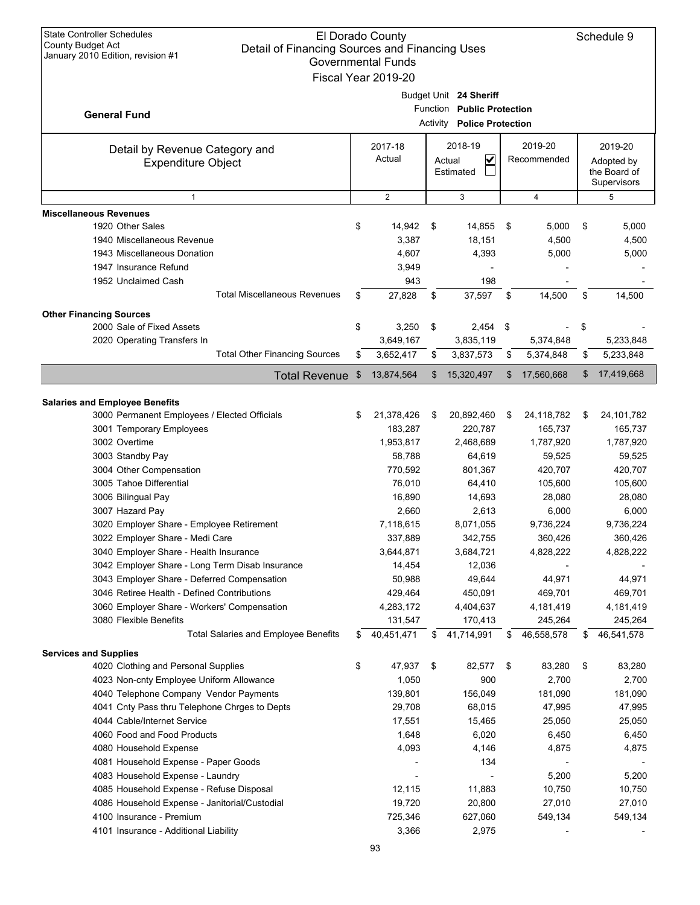State Controller Schedules
County Budget Act
January 2010 Edition, revision #1

# El Dorado County
## Detail of Financing Sources and Financing Uses
### Governmental Funds
### Fiscal Year 2019-20

Schedule 9

**General Fund**

Budget Unit **24 Sheriff**
Function **Public Protection**
Activity **Police Protection**

| Detail by Revenue Category and Expenditure Object | 2017-18 Actual | 2018-19 Actual ☑ Estimated ☐ | 2019-20 Recommended | 2019-20 Adopted by the Board of Supervisors |
|---|---|---|---|---|
| 1 | 2 | 3 | 4 | 5 |
| **Miscellaneous Revenues** | | | | |
| 1920 Other Sales | $ 14,942 | $ 14,855 | $ 5,000 | $ 5,000 |
| 1940 Miscellaneous Revenue | 3,387 | 18,151 | 4,500 | 4,500 |
| 1943 Miscellaneous Donation | 4,607 | 4,393 | 5,000 | 5,000 |
| 1947 Insurance Refund | 3,949 | - | - | - |
| 1952 Unclaimed Cash | 943 | 198 | - | - |
| Total Miscellaneous Revenues | $ 27,828 | $ 37,597 | $ 14,500 | $ 14,500 |
| **Other Financing Sources** | | | | |
| 2000 Sale of Fixed Assets | $ 3,250 | $ 2,454 | $ - | $ - |
| 2020 Operating Transfers In | 3,649,167 | 3,835,119 | 5,374,848 | 5,233,848 |
| Total Other Financing Sources | $ 3,652,417 | $ 3,837,573 | $ 5,374,848 | $ 5,233,848 |
| **Total Revenue** | $ 13,874,564 | $ 15,320,497 | $ 17,560,668 | $ 17,419,668 |
| **Salaries and Employee Benefits** | | | | |
| 3000 Permanent Employees / Elected Officials | $ 21,378,426 | $ 20,892,460 | $ 24,118,782 | $ 24,101,782 |
| 3001 Temporary Employees | 183,287 | 220,787 | 165,737 | 165,737 |
| 3002 Overtime | 1,953,817 | 2,468,689 | 1,787,920 | 1,787,920 |
| 3003 Standby Pay | 58,788 | 64,619 | 59,525 | 59,525 |
| 3004 Other Compensation | 770,592 | 801,367 | 420,707 | 420,707 |
| 3005 Tahoe Differential | 76,010 | 64,410 | 105,600 | 105,600 |
| 3006 Bilingual Pay | 16,890 | 14,693 | 28,080 | 28,080 |
| 3007 Hazard Pay | 2,660 | 2,613 | 6,000 | 6,000 |
| 3020 Employer Share - Employee Retirement | 7,118,615 | 8,071,055 | 9,736,224 | 9,736,224 |
| 3022 Employer Share - Medi Care | 337,889 | 342,755 | 360,426 | 360,426 |
| 3040 Employer Share - Health Insurance | 3,644,871 | 3,684,721 | 4,828,222 | 4,828,222 |
| 3042 Employer Share - Long Term Disab Insurance | 14,454 | 12,036 | - | - |
| 3043 Employer Share - Deferred Compensation | 50,988 | 49,644 | 44,971 | 44,971 |
| 3046 Retiree Health - Defined Contributions | 429,464 | 450,091 | 469,701 | 469,701 |
| 3060 Employer Share - Workers' Compensation | 4,283,172 | 4,404,637 | 4,181,419 | 4,181,419 |
| 3080 Flexible Benefits | 131,547 | 170,413 | 245,264 | 245,264 |
| Total Salaries and Employee Benefits | $ 40,451,471 | $ 41,714,991 | $ 46,558,578 | $ 46,541,578 |
| **Services and Supplies** | | | | |
| 4020 Clothing and Personal Supplies | $ 47,937 | $ 82,577 | $ 83,280 | $ 83,280 |
| 4023 Non-cnty Employee Uniform Allowance | 1,050 | 900 | 2,700 | 2,700 |
| 4040 Telephone Company Vendor Payments | 139,801 | 156,049 | 181,090 | 181,090 |
| 4041 Cnty Pass thru Telephone Chrges to Depts | 29,708 | 68,015 | 47,995 | 47,995 |
| 4044 Cable/Internet Service | 17,551 | 15,465 | 25,050 | 25,050 |
| 4060 Food and Food Products | 1,648 | 6,020 | 6,450 | 6,450 |
| 4080 Household Expense | 4,093 | 4,146 | 4,875 | 4,875 |
| 4081 Household Expense - Paper Goods | - | 134 | - | - |
| 4083 Household Expense - Laundry | - | - | 5,200 | 5,200 |
| 4085 Household Expense - Refuse Disposal | 12,115 | 11,883 | 10,750 | 10,750 |
| 4086 Household Expense - Janitorial/Custodial | 19,720 | 20,800 | 27,010 | 27,010 |
| 4100 Insurance - Premium | 725,346 | 627,060 | 549,134 | 549,134 |
| 4101 Insurance - Additional Liability | 3,366 | 2,975 | - | - |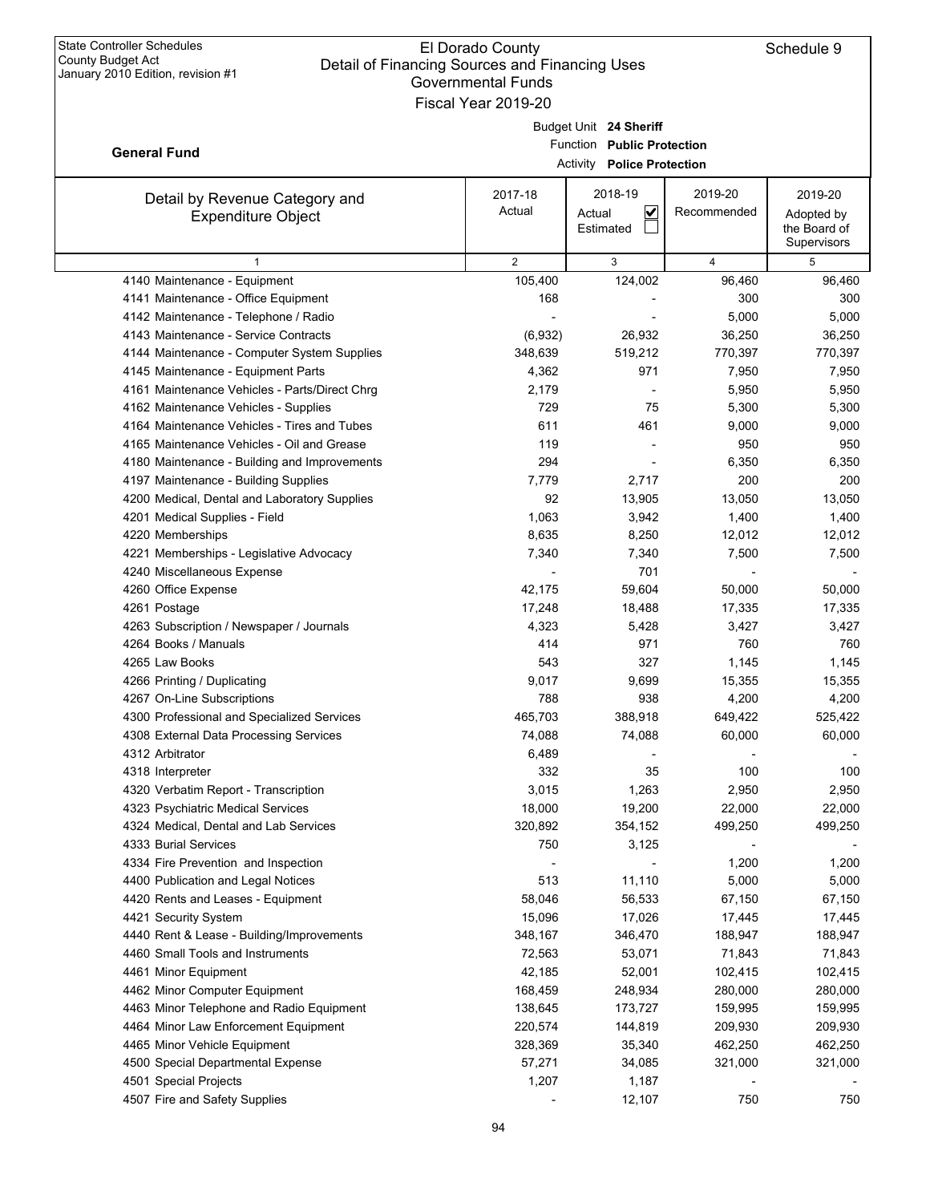State Controller Schedules
County Budget Act
January 2010 Edition, revision #1

# El Dorado County
## Detail of Financing Sources and Financing Uses
### Governmental Funds
### Fiscal Year 2019-20

Schedule 9

**General Fund**

Budget Unit **24 Sheriff**
Function **Public Protection**
Activity **Police Protection**

| Detail by Revenue Category and Expenditure Object | 2017-18 Actual | 2018-19 Actual ☑ Estimated ☐ | 2019-20 Recommended | 2019-20 Adopted by the Board of Supervisors |
|---|---|---|---|---|
| 1 | 2 | 3 | 4 | 5 |
| 4140 Maintenance - Equipment | 105,400 | 124,002 | 96,460 | 96,460 |
| 4141 Maintenance - Office Equipment | 168 | - | 300 | 300 |
| 4142 Maintenance - Telephone / Radio | - | - | 5,000 | 5,000 |
| 4143 Maintenance - Service Contracts | (6,932) | 26,932 | 36,250 | 36,250 |
| 4144 Maintenance - Computer System Supplies | 348,639 | 519,212 | 770,397 | 770,397 |
| 4145 Maintenance - Equipment Parts | 4,362 | 971 | 7,950 | 7,950 |
| 4161 Maintenance Vehicles - Parts/Direct Chrg | 2,179 | - | 5,950 | 5,950 |
| 4162 Maintenance Vehicles - Supplies | 729 | 75 | 5,300 | 5,300 |
| 4164 Maintenance Vehicles - Tires and Tubes | 611 | 461 | 9,000 | 9,000 |
| 4165 Maintenance Vehicles - Oil and Grease | 119 | - | 950 | 950 |
| 4180 Maintenance - Building and Improvements | 294 | - | 6,350 | 6,350 |
| 4197 Maintenance - Building Supplies | 7,779 | 2,717 | 200 | 200 |
| 4200 Medical, Dental and Laboratory Supplies | 92 | 13,905 | 13,050 | 13,050 |
| 4201 Medical Supplies - Field | 1,063 | 3,942 | 1,400 | 1,400 |
| 4220 Memberships | 8,635 | 8,250 | 12,012 | 12,012 |
| 4221 Memberships - Legislative Advocacy | 7,340 | 7,340 | 7,500 | 7,500 |
| 4240 Miscellaneous Expense | - | 701 | - | - |
| 4260 Office Expense | 42,175 | 59,604 | 50,000 | 50,000 |
| 4261 Postage | 17,248 | 18,488 | 17,335 | 17,335 |
| 4263 Subscription / Newspaper / Journals | 4,323 | 5,428 | 3,427 | 3,427 |
| 4264 Books / Manuals | 414 | 971 | 760 | 760 |
| 4265 Law Books | 543 | 327 | 1,145 | 1,145 |
| 4266 Printing / Duplicating | 9,017 | 9,699 | 15,355 | 15,355 |
| 4267 On-Line Subscriptions | 788 | 938 | 4,200 | 4,200 |
| 4300 Professional and Specialized Services | 465,703 | 388,918 | 649,422 | 525,422 |
| 4308 External Data Processing Services | 74,088 | 74,088 | 60,000 | 60,000 |
| 4312 Arbitrator | 6,489 | - | - | - |
| 4318 Interpreter | 332 | 35 | 100 | 100 |
| 4320 Verbatim Report - Transcription | 3,015 | 1,263 | 2,950 | 2,950 |
| 4323 Psychiatric Medical Services | 18,000 | 19,200 | 22,000 | 22,000 |
| 4324 Medical, Dental and Lab Services | 320,892 | 354,152 | 499,250 | 499,250 |
| 4333 Burial Services | 750 | 3,125 | - | - |
| 4334 Fire Prevention and Inspection | - | - | 1,200 | 1,200 |
| 4400 Publication and Legal Notices | 513 | 11,110 | 5,000 | 5,000 |
| 4420 Rents and Leases - Equipment | 58,046 | 56,533 | 67,150 | 67,150 |
| 4421 Security System | 15,096 | 17,026 | 17,445 | 17,445 |
| 4440 Rent & Lease - Building/Improvements | 348,167 | 346,470 | 188,947 | 188,947 |
| 4460 Small Tools and Instruments | 72,563 | 53,071 | 71,843 | 71,843 |
| 4461 Minor Equipment | 42,185 | 52,001 | 102,415 | 102,415 |
| 4462 Minor Computer Equipment | 168,459 | 248,934 | 280,000 | 280,000 |
| 4463 Minor Telephone and Radio Equipment | 138,645 | 173,727 | 159,995 | 159,995 |
| 4464 Minor Law Enforcement Equipment | 220,574 | 144,819 | 209,930 | 209,930 |
| 4465 Minor Vehicle Equipment | 328,369 | 35,340 | 462,250 | 462,250 |
| 4500 Special Departmental Expense | 57,271 | 34,085 | 321,000 | 321,000 |
| 4501 Special Projects | 1,207 | 1,187 | - | - |
| 4507 Fire and Safety Supplies | - | 12,107 | 750 | 750 |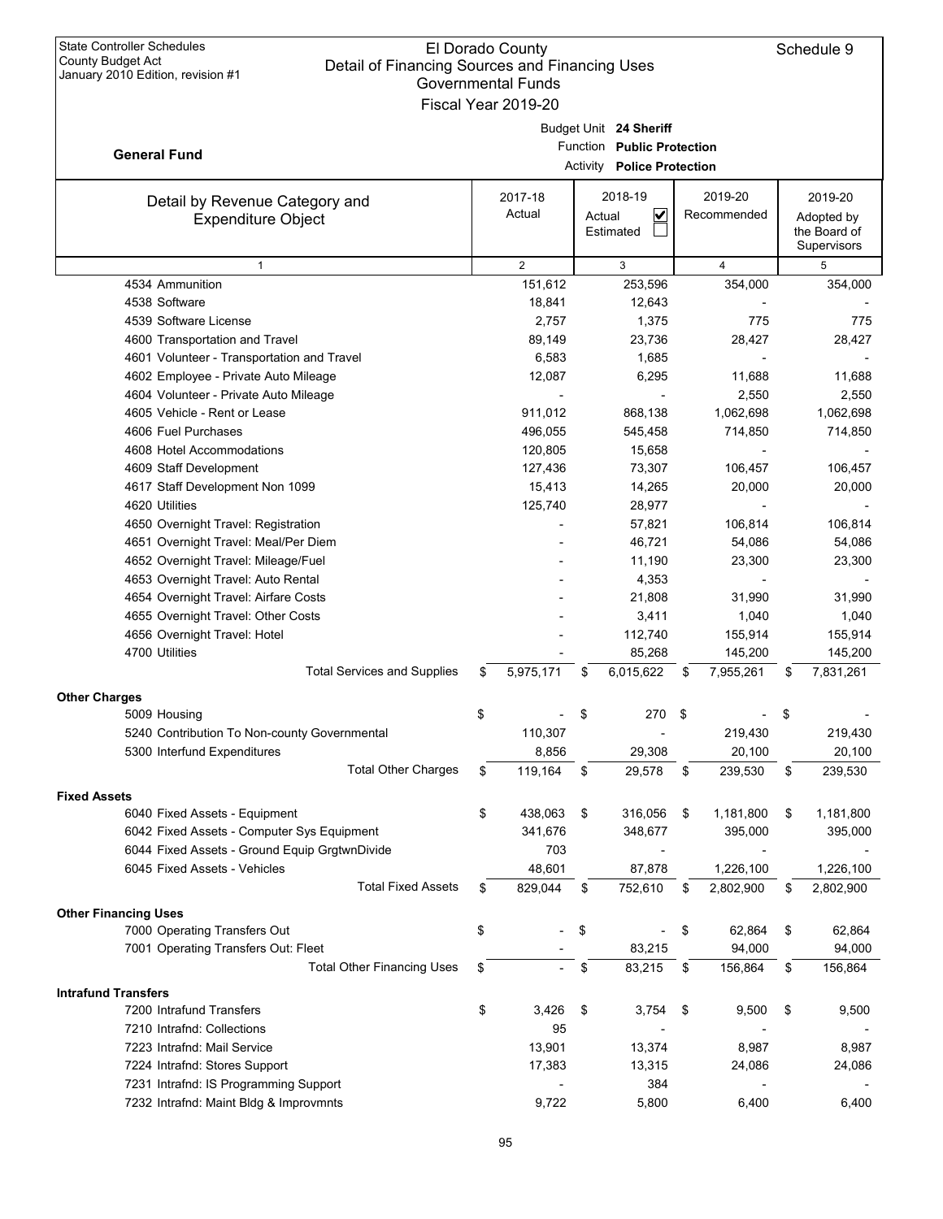State Controller Schedules
County Budget Act
January 2010 Edition, revision #1

# El Dorado County
## Detail of Financing Sources and Financing Uses
### Governmental Funds
### Fiscal Year 2019-20

Schedule 9

**General Fund**

Budget Unit **24 Sheriff**
Function **Public Protection**
Activity **Police Protection**

| Detail by Revenue Category and Expenditure Object | 2017-18 Actual | 2018-19 Actual ☑ Estimated ☐ | 2019-20 Recommended | 2019-20 Adopted by the Board of Supervisors |
|---|---|---|---|---|
| 1 | 2 | 3 | 4 | 5 |
| 4534 Ammunition | 151,612 | 253,596 | 354,000 | 354,000 |
| 4538 Software | 18,841 | 12,643 | - | - |
| 4539 Software License | 2,757 | 1,375 | 775 | 775 |
| 4600 Transportation and Travel | 89,149 | 23,736 | 28,427 | 28,427 |
| 4601 Volunteer - Transportation and Travel | 6,583 | 1,685 | - | - |
| 4602 Employee - Private Auto Mileage | 12,087 | 6,295 | 11,688 | 11,688 |
| 4604 Volunteer - Private Auto Mileage | - | - | 2,550 | 2,550 |
| 4605 Vehicle - Rent or Lease | 911,012 | 868,138 | 1,062,698 | 1,062,698 |
| 4606 Fuel Purchases | 496,055 | 545,458 | 714,850 | 714,850 |
| 4608 Hotel Accommodations | 120,805 | 15,658 | - | - |
| 4609 Staff Development | 127,436 | 73,307 | 106,457 | 106,457 |
| 4617 Staff Development Non 1099 | 15,413 | 14,265 | 20,000 | 20,000 |
| 4620 Utilities | 125,740 | 28,977 | - | - |
| 4650 Overnight Travel: Registration | - | 57,821 | 106,814 | 106,814 |
| 4651 Overnight Travel: Meal/Per Diem | - | 46,721 | 54,086 | 54,086 |
| 4652 Overnight Travel: Mileage/Fuel | - | 11,190 | 23,300 | 23,300 |
| 4653 Overnight Travel: Auto Rental | - | 4,353 | - | - |
| 4654 Overnight Travel: Airfare Costs | - | 21,808 | 31,990 | 31,990 |
| 4655 Overnight Travel: Other Costs | - | 3,411 | 1,040 | 1,040 |
| 4656 Overnight Travel: Hotel | - | 112,740 | 155,914 | 155,914 |
| 4700 Utilities | - | 85,268 | 145,200 | 145,200 |
| Total Services and Supplies | $ 5,975,171 | $ 6,015,622 | $ 7,955,261 | $ 7,831,261 |
| **Other Charges** | | | | |
| 5009 Housing | $ - | $ 270 | $ - | $ - |
| 5240 Contribution To Non-county Governmental | 110,307 | - | 219,430 | 219,430 |
| 5300 Interfund Expenditures | 8,856 | 29,308 | 20,100 | 20,100 |
| Total Other Charges | $ 119,164 | $ 29,578 | $ 239,530 | $ 239,530 |
| **Fixed Assets** | | | | |
| 6040 Fixed Assets - Equipment | $ 438,063 | $ 316,056 | $ 1,181,800 | $ 1,181,800 |
| 6042 Fixed Assets - Computer Sys Equipment | 341,676 | 348,677 | 395,000 | 395,000 |
| 6044 Fixed Assets - Ground Equip GrgtwnDivide | 703 | - | - | - |
| 6045 Fixed Assets - Vehicles | 48,601 | 87,878 | 1,226,100 | 1,226,100 |
| Total Fixed Assets | $ 829,044 | $ 752,610 | $ 2,802,900 | $ 2,802,900 |
| **Other Financing Uses** | | | | |
| 7000 Operating Transfers Out | $ - | $ - | $ 62,864 | $ 62,864 |
| 7001 Operating Transfers Out: Fleet | - | 83,215 | 94,000 | 94,000 |
| Total Other Financing Uses | $ - | $ 83,215 | $ 156,864 | $ 156,864 |
| **Intrafund Transfers** | | | | |
| 7200 Intrafund Transfers | $ 3,426 | $ 3,754 | $ 9,500 | $ 9,500 |
| 7210 Intrafnd: Collections | 95 | - | - | - |
| 7223 Intrafnd: Mail Service | 13,901 | 13,374 | 8,987 | 8,987 |
| 7224 Intrafnd: Stores Support | 17,383 | 13,315 | 24,086 | 24,086 |
| 7231 Intrafnd: IS Programming Support | - | 384 | - | - |
| 7232 Intrafnd: Maint Bldg & Improvmnts | 9,722 | 5,800 | 6,400 | 6,400 |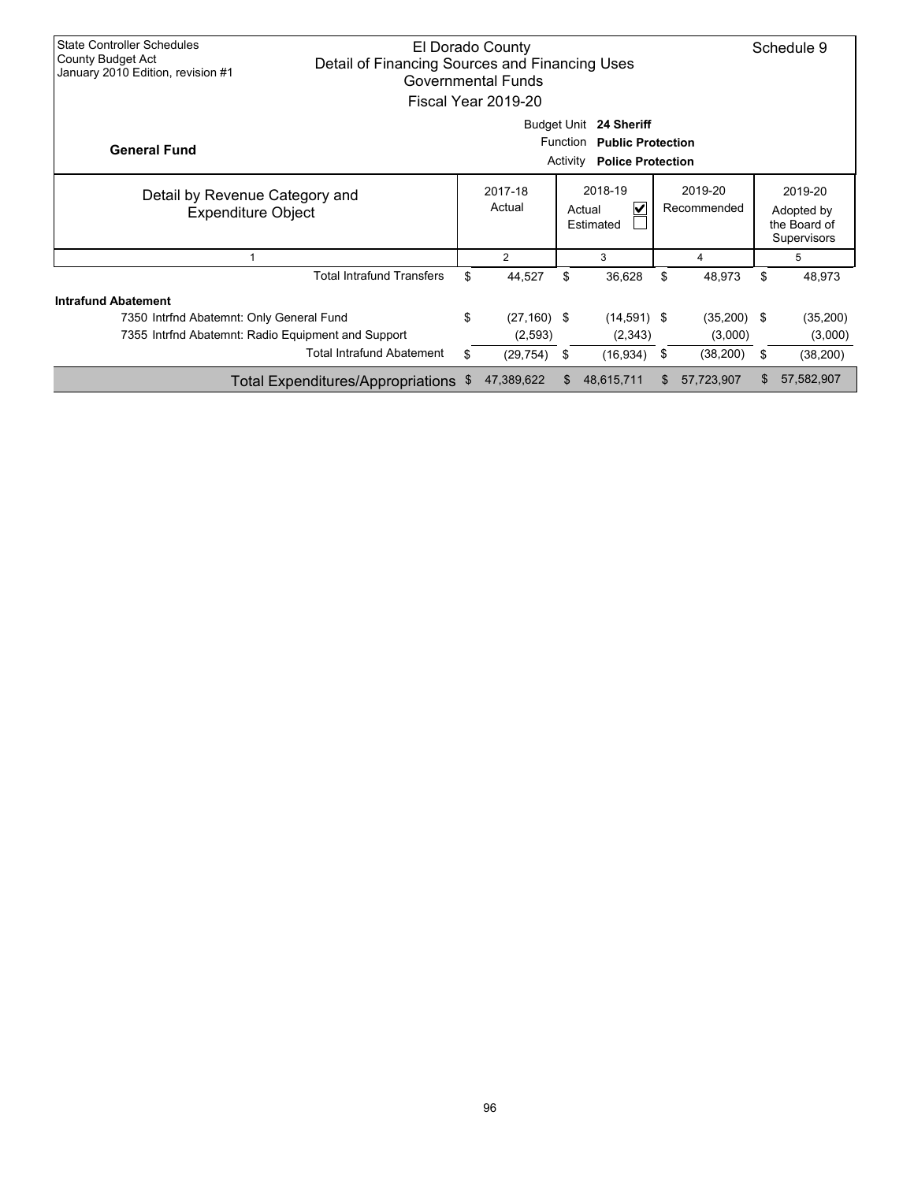State Controller Schedules
County Budget Act
January 2010 Edition, revision #1

El Dorado County
Detail of Financing Sources and Financing Uses
Governmental Funds
Fiscal Year 2019-20

Schedule 9

**General Fund**

Budget Unit **24 Sheriff**
Function **Public Protection**
Activity **Police Protection**

| Detail by Revenue Category and Expenditure Object | 2017-18 Actual | 2018-19 Actual ☑ Estimated ☐ | 2019-20 Recommended | 2019-20 Adopted by the Board of Supervisors |
|---|---|---|---|---|
| 1 | 2 | 3 | 4 | 5 |
| Total Intrafund Transfers | $ 44,527 | $ 36,628 | $ 48,973 | $ 48,973 |
| **Intrafund Abatement** | | | | |
| 7350 Intrfnd Abatemnt: Only General Fund | $ (27,160) | $ (14,591) | $ (35,200) | $ (35,200) |
| 7355 Intrfnd Abatemnt: Radio Equipment and Support | (2,593) | (2,343) | (3,000) | (3,000) |
| Total Intrafund Abatement | $ (29,754) | $ (16,934) | $ (38,200) | $ (38,200) |
| Total Expenditures/Appropriations | $ 47,389,622 | $ 48,615,711 | $ 57,723,907 | $ 57,582,907 |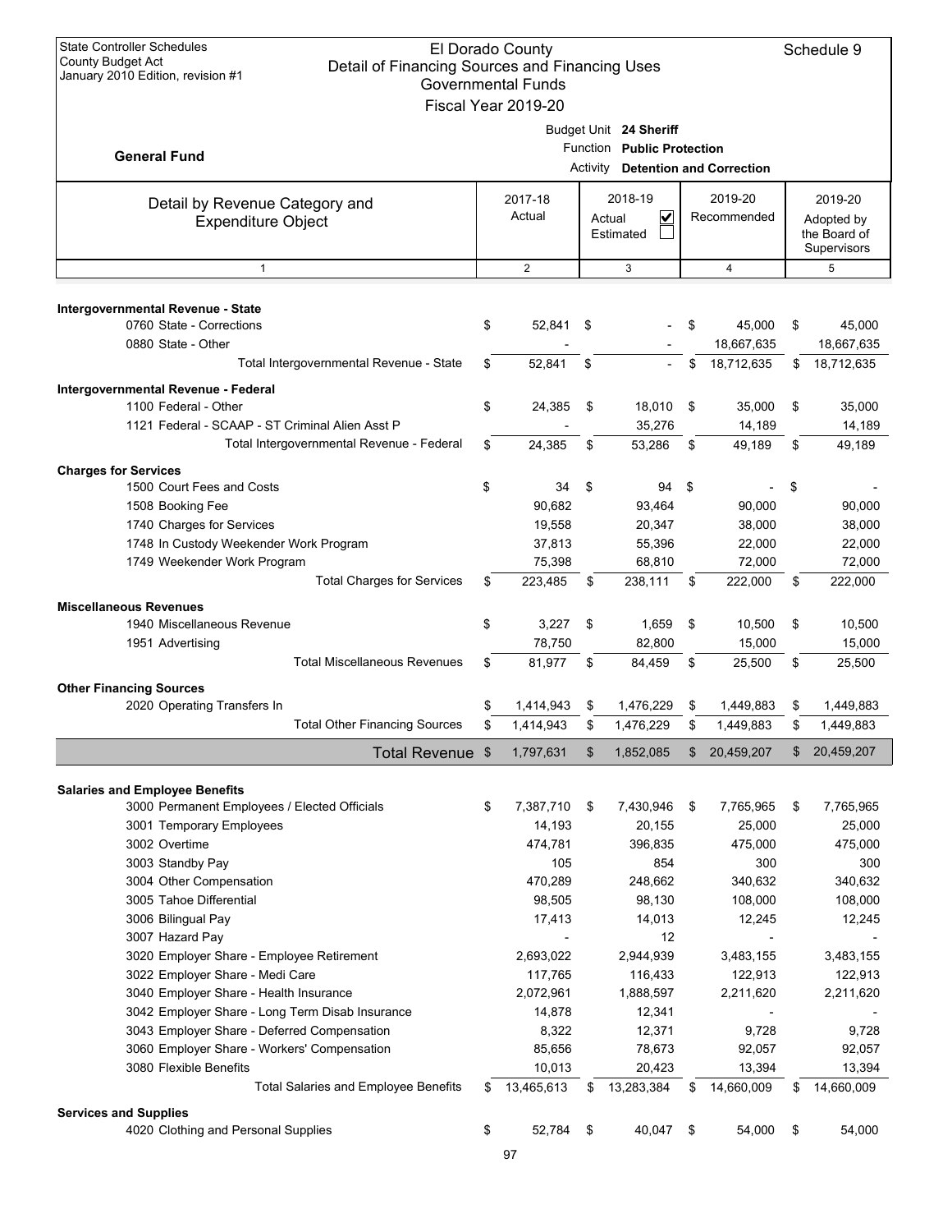State Controller Schedules
County Budget Act
January 2010 Edition, revision #1

# El Dorado County
## Detail of Financing Sources and Financing Uses
### Governmental Funds
### Fiscal Year 2019-20

Schedule 9

**General Fund**

Budget Unit **24 Sheriff**
Function **Public Protection**
Activity **Detention and Correction**

| Detail by Revenue Category and Expenditure Object | 2017-18 Actual | 2018-19 Actual ☑ Estimated ☐ | 2019-20 Recommended | 2019-20 Adopted by the Board of Supervisors |
|---|---|---|---|---|
| 1 | 2 | 3 | 4 | 5 |
| **Intergovernmental Revenue - State** | | | | |
| 0760 State - Corrections | $ 52,841 | $ - | $ 45,000 | $ 45,000 |
| 0880 State - Other | - | - | 18,667,635 | 18,667,635 |
| Total Intergovernmental Revenue - State | $ 52,841 | $ - | $ 18,712,635 | $ 18,712,635 |
| **Intergovernmental Revenue - Federal** | | | | |
| 1100 Federal - Other | $ 24,385 | $ 18,010 | $ 35,000 | $ 35,000 |
| 1121 Federal - SCAAP - ST Criminal Alien Asst P | - | 35,276 | 14,189 | 14,189 |
| Total Intergovernmental Revenue - Federal | $ 24,385 | $ 53,286 | $ 49,189 | $ 49,189 |
| **Charges for Services** | | | | |
| 1500 Court Fees and Costs | $ 34 | $ 94 | $ - | $ - |
| 1508 Booking Fee | 90,682 | 93,464 | 90,000 | 90,000 |
| 1740 Charges for Services | 19,558 | 20,347 | 38,000 | 38,000 |
| 1748 In Custody Weekender Work Program | 37,813 | 55,396 | 22,000 | 22,000 |
| 1749 Weekender Work Program | 75,398 | 68,810 | 72,000 | 72,000 |
| Total Charges for Services | $ 223,485 | $ 238,111 | $ 222,000 | $ 222,000 |
| **Miscellaneous Revenues** | | | | |
| 1940 Miscellaneous Revenue | $ 3,227 | $ 1,659 | $ 10,500 | $ 10,500 |
| 1951 Advertising | 78,750 | 82,800 | 15,000 | 15,000 |
| Total Miscellaneous Revenues | $ 81,977 | $ 84,459 | $ 25,500 | $ 25,500 |
| **Other Financing Sources** | | | | |
| 2020 Operating Transfers In | $ 1,414,943 | $ 1,476,229 | $ 1,449,883 | $ 1,449,883 |
| Total Other Financing Sources | $ 1,414,943 | $ 1,476,229 | $ 1,449,883 | $ 1,449,883 |
| **Total Revenue** | $ 1,797,631 | $ 1,852,085 | $ 20,459,207 | $ 20,459,207 |
| **Salaries and Employee Benefits** | | | | |
| 3000 Permanent Employees / Elected Officials | $ 7,387,710 | $ 7,430,946 | $ 7,765,965 | $ 7,765,965 |
| 3001 Temporary Employees | 14,193 | 20,155 | 25,000 | 25,000 |
| 3002 Overtime | 474,781 | 396,835 | 475,000 | 475,000 |
| 3003 Standby Pay | 105 | 854 | 300 | 300 |
| 3004 Other Compensation | 470,289 | 248,662 | 340,632 | 340,632 |
| 3005 Tahoe Differential | 98,505 | 98,130 | 108,000 | 108,000 |
| 3006 Bilingual Pay | 17,413 | 14,013 | 12,245 | 12,245 |
| 3007 Hazard Pay | - | 12 | - | - |
| 3020 Employer Share - Employee Retirement | 2,693,022 | 2,944,939 | 3,483,155 | 3,483,155 |
| 3022 Employer Share - Medi Care | 117,765 | 116,433 | 122,913 | 122,913 |
| 3040 Employer Share - Health Insurance | 2,072,961 | 1,888,597 | 2,211,620 | 2,211,620 |
| 3042 Employer Share - Long Term Disab Insurance | 14,878 | 12,341 | - | - |
| 3043 Employer Share - Deferred Compensation | 8,322 | 12,371 | 9,728 | 9,728 |
| 3060 Employer Share - Workers' Compensation | 85,656 | 78,673 | 92,057 | 92,057 |
| 3080 Flexible Benefits | 10,013 | 20,423 | 13,394 | 13,394 |
| Total Salaries and Employee Benefits | $ 13,465,613 | $ 13,283,384 | $ 14,660,009 | $ 14,660,009 |
| **Services and Supplies** | | | | |
| 4020 Clothing and Personal Supplies | $ 52,784 | $ 40,047 | $ 54,000 | $ 54,000 |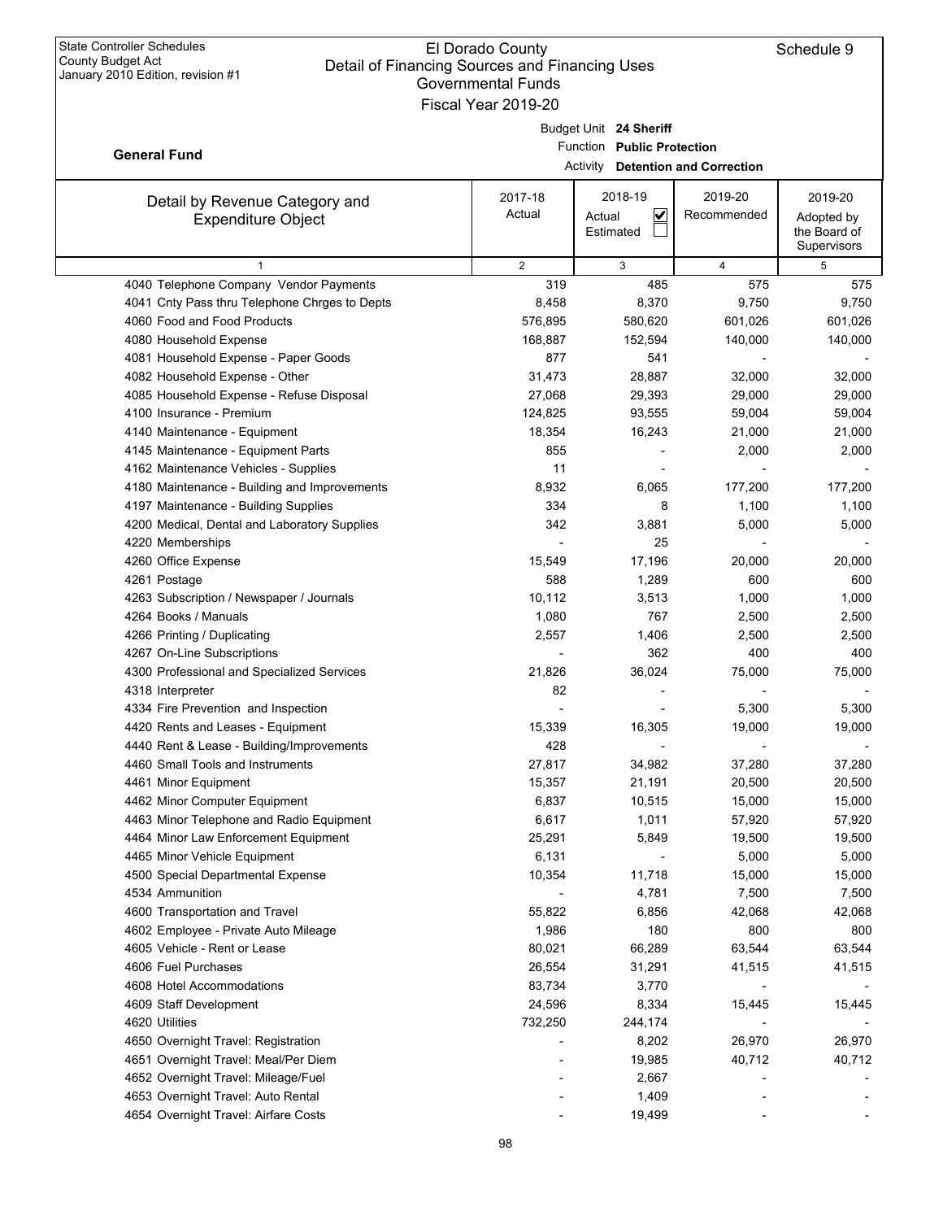State Controller Schedules
County Budget Act
January 2010 Edition, revision #1

# El Dorado County
## Detail of Financing Sources and Financing Uses
### Governmental Funds
### Fiscal Year 2019-20

Schedule 9

**General Fund**

Budget Unit **24 Sheriff**
Function **Public Protection**
Activity **Detention and Correction**

| Detail by Revenue Category and Expenditure Object | 2017-18 Actual | 2018-19 Actual ☑ Estimated ☐ | 2019-20 Recommended | 2019-20 Adopted by the Board of Supervisors |
|---|---|---|---|---|
| 1 | 2 | 3 | 4 | 5 |
| 4040 Telephone Company Vendor Payments | 319 | 485 | 575 | 575 |
| 4041 Cnty Pass thru Telephone Chrges to Depts | 8,458 | 8,370 | 9,750 | 9,750 |
| 4060 Food and Food Products | 576,895 | 580,620 | 601,026 | 601,026 |
| 4080 Household Expense | 168,887 | 152,594 | 140,000 | 140,000 |
| 4081 Household Expense - Paper Goods | 877 | 541 | - | - |
| 4082 Household Expense - Other | 31,473 | 28,887 | 32,000 | 32,000 |
| 4085 Household Expense - Refuse Disposal | 27,068 | 29,393 | 29,000 | 29,000 |
| 4100 Insurance - Premium | 124,825 | 93,555 | 59,004 | 59,004 |
| 4140 Maintenance - Equipment | 18,354 | 16,243 | 21,000 | 21,000 |
| 4145 Maintenance - Equipment Parts | 855 | - | 2,000 | 2,000 |
| 4162 Maintenance Vehicles - Supplies | 11 | - | - | - |
| 4180 Maintenance - Building and Improvements | 8,932 | 6,065 | 177,200 | 177,200 |
| 4197 Maintenance - Building Supplies | 334 | 8 | 1,100 | 1,100 |
| 4200 Medical, Dental and Laboratory Supplies | 342 | 3,881 | 5,000 | 5,000 |
| 4220 Memberships | - | 25 | - | - |
| 4260 Office Expense | 15,549 | 17,196 | 20,000 | 20,000 |
| 4261 Postage | 588 | 1,289 | 600 | 600 |
| 4263 Subscription / Newspaper / Journals | 10,112 | 3,513 | 1,000 | 1,000 |
| 4264 Books / Manuals | 1,080 | 767 | 2,500 | 2,500 |
| 4266 Printing / Duplicating | 2,557 | 1,406 | 2,500 | 2,500 |
| 4267 On-Line Subscriptions | - | 362 | 400 | 400 |
| 4300 Professional and Specialized Services | 21,826 | 36,024 | 75,000 | 75,000 |
| 4318 Interpreter | 82 | - | - | - |
| 4334 Fire Prevention and Inspection | - | - | 5,300 | 5,300 |
| 4420 Rents and Leases - Equipment | 15,339 | 16,305 | 19,000 | 19,000 |
| 4440 Rent & Lease - Building/Improvements | 428 | - | - | - |
| 4460 Small Tools and Instruments | 27,817 | 34,982 | 37,280 | 37,280 |
| 4461 Minor Equipment | 15,357 | 21,191 | 20,500 | 20,500 |
| 4462 Minor Computer Equipment | 6,837 | 10,515 | 15,000 | 15,000 |
| 4463 Minor Telephone and Radio Equipment | 6,617 | 1,011 | 57,920 | 57,920 |
| 4464 Minor Law Enforcement Equipment | 25,291 | 5,849 | 19,500 | 19,500 |
| 4465 Minor Vehicle Equipment | 6,131 | - | 5,000 | 5,000 |
| 4500 Special Departmental Expense | 10,354 | 11,718 | 15,000 | 15,000 |
| 4534 Ammunition | - | 4,781 | 7,500 | 7,500 |
| 4600 Transportation and Travel | 55,822 | 6,856 | 42,068 | 42,068 |
| 4602 Employee - Private Auto Mileage | 1,986 | 180 | 800 | 800 |
| 4605 Vehicle - Rent or Lease | 80,021 | 66,289 | 63,544 | 63,544 |
| 4606 Fuel Purchases | 26,554 | 31,291 | 41,515 | 41,515 |
| 4608 Hotel Accommodations | 83,734 | 3,770 | - | - |
| 4609 Staff Development | 24,596 | 8,334 | 15,445 | 15,445 |
| 4620 Utilities | 732,250 | 244,174 | - | - |
| 4650 Overnight Travel: Registration | - | 8,202 | 26,970 | 26,970 |
| 4651 Overnight Travel: Meal/Per Diem | - | 19,985 | 40,712 | 40,712 |
| 4652 Overnight Travel: Mileage/Fuel | - | 2,667 | - | - |
| 4653 Overnight Travel: Auto Rental | - | 1,409 | - | - |
| 4654 Overnight Travel: Airfare Costs | - | 19,499 | - | - |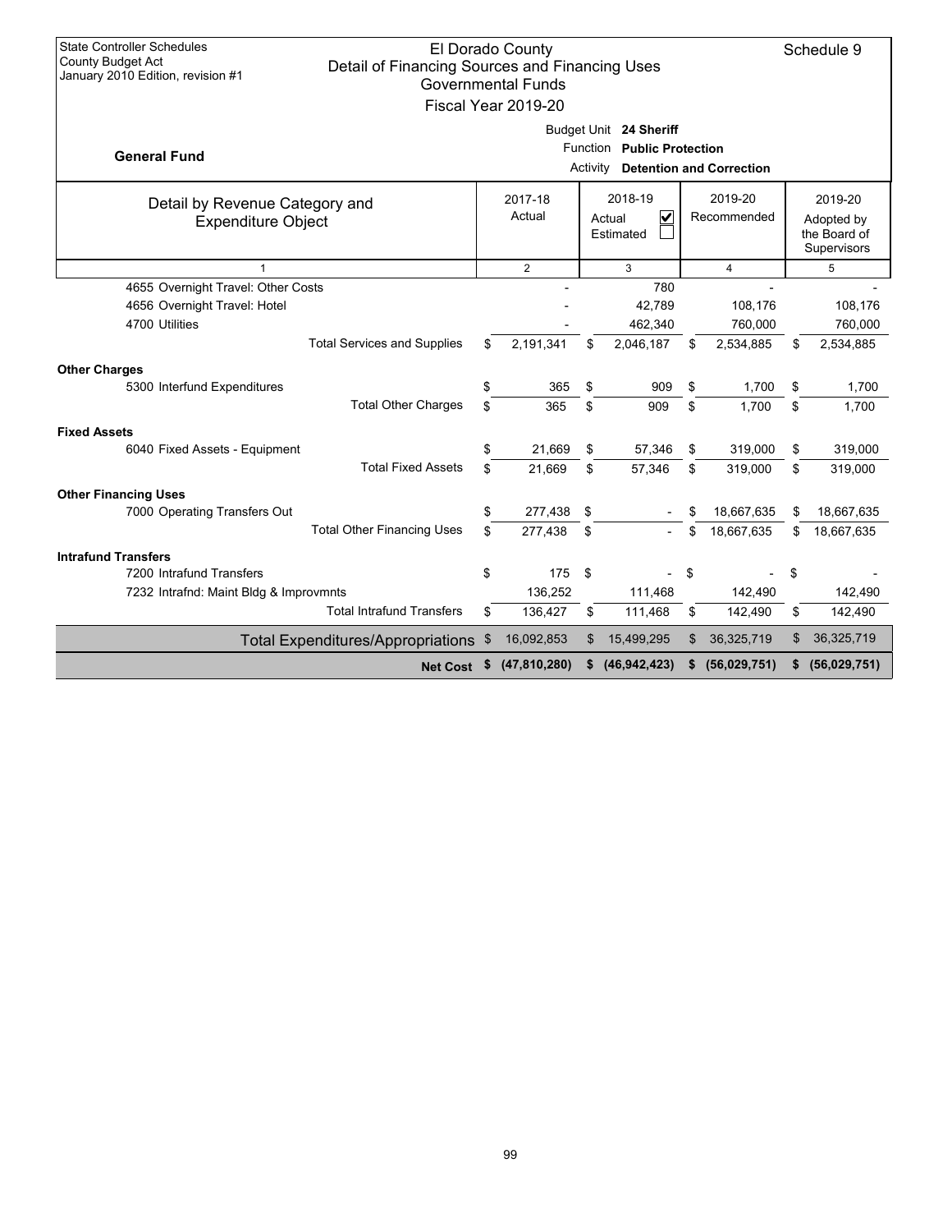State Controller Schedules
County Budget Act
January 2010 Edition, revision #1

# El Dorado County
## Detail of Financing Sources and Financing Uses
### Governmental Funds
### Fiscal Year 2019-20

Schedule 9

**General Fund**

Budget Unit **24 Sheriff**
Function **Public Protection**
Activity **Detention and Correction**

| Detail by Revenue Category and Expenditure Object | 2017-18 Actual | 2018-19 Actual ☑ Estimated ☐ | 2019-20 Recommended | 2019-20 Adopted by the Board of Supervisors |
|---|---|---|---|---|
| 1 | 2 | 3 | 4 | 5 |
| 4655 Overnight Travel: Other Costs | - | 780 | - | - |
| 4656 Overnight Travel: Hotel | - | 42,789 | 108,176 | 108,176 |
| 4700 Utilities | - | 462,340 | 760,000 | 760,000 |
| Total Services and Supplies | $ 2,191,341 | $ 2,046,187 | $ 2,534,885 | $ 2,534,885 |
| **Other Charges** | | | | |
| 5300 Interfund Expenditures | $ 365 | $ 909 | $ 1,700 | $ 1,700 |
| Total Other Charges | $ 365 | $ 909 | $ 1,700 | $ 1,700 |
| **Fixed Assets** | | | | |
| 6040 Fixed Assets - Equipment | $ 21,669 | $ 57,346 | $ 319,000 | $ 319,000 |
| Total Fixed Assets | $ 21,669 | $ 57,346 | $ 319,000 | $ 319,000 |
| **Other Financing Uses** | | | | |
| 7000 Operating Transfers Out | $ 277,438 | $ - | $ 18,667,635 | $ 18,667,635 |
| Total Other Financing Uses | $ 277,438 | $ - | $ 18,667,635 | $ 18,667,635 |
| **Intrafund Transfers** | | | | |
| 7200 Intrafund Transfers | $ 175 | $ - | $ - | $ - |
| 7232 Intrafnd: Maint Bldg & Improvmnts | 136,252 | 111,468 | 142,490 | 142,490 |
| Total Intrafund Transfers | $ 136,427 | $ 111,468 | $ 142,490 | $ 142,490 |
| Total Expenditures/Appropriations | $ 16,092,853 | $ 15,499,295 | $ 36,325,719 | $ 36,325,719 |
| **Net Cost** | **$ (47,810,280)** | **$ (46,942,423)** | **$ (56,029,751)** | **$ (56,029,751)** |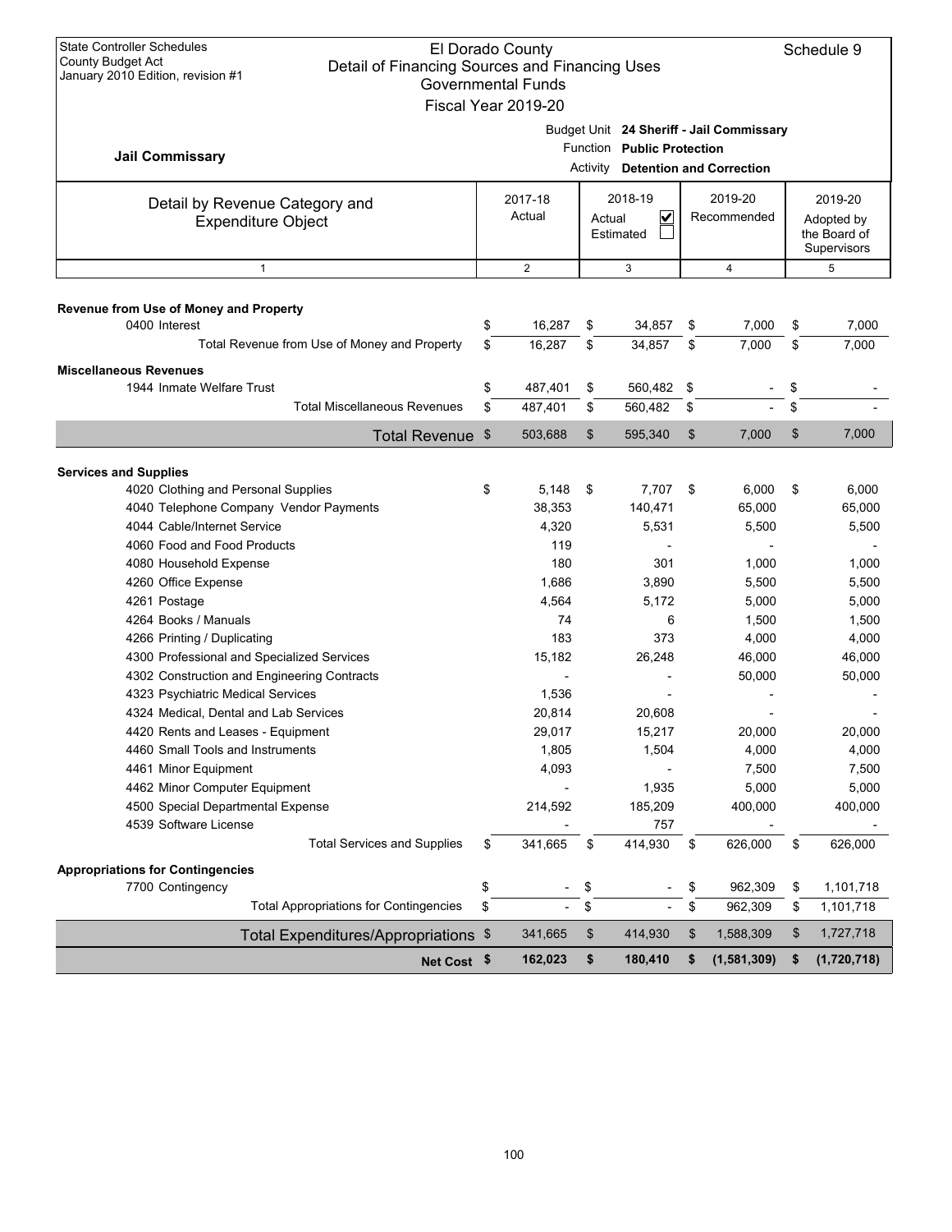State Controller Schedules
County Budget Act
January 2010 Edition, revision #1

# El Dorado County
## Detail of Financing Sources and Financing Uses
### Governmental Funds
### Fiscal Year 2019-20

Schedule 9

**Jail Commissary**

Budget Unit **24 Sheriff - Jail Commissary**
Function **Public Protection**
Activity **Detention and Correction**

| Detail by Revenue Category and Expenditure Object | 2017-18 Actual | 2018-19 Actual ☑ Estimated ☐ | 2019-20 Recommended | 2019-20 Adopted by the Board of Supervisors |
|---|---|---|---|---|
| 1 | 2 | 3 | 4 | 5 |
| **Revenue from Use of Money and Property** | | | | |
| 0400 Interest | $ 16,287 | $ 34,857 | $ 7,000 | $ 7,000 |
| Total Revenue from Use of Money and Property | $ 16,287 | $ 34,857 | $ 7,000 | $ 7,000 |
| **Miscellaneous Revenues** | | | | |
| 1944 Inmate Welfare Trust | $ 487,401 | $ 560,482 | $ - | $ - |
| Total Miscellaneous Revenues | $ 487,401 | $ 560,482 | $ - | $ - |
| **Total Revenue** | $ 503,688 | $ 595,340 | $ 7,000 | $ 7,000 |
| **Services and Supplies** | | | | |
| 4020 Clothing and Personal Supplies | $ 5,148 | $ 7,707 | $ 6,000 | $ 6,000 |
| 4040 Telephone Company Vendor Payments | 38,353 | 140,471 | 65,000 | 65,000 |
| 4044 Cable/Internet Service | 4,320 | 5,531 | 5,500 | 5,500 |
| 4060 Food and Food Products | 119 | - | - | - |
| 4080 Household Expense | 180 | 301 | 1,000 | 1,000 |
| 4260 Office Expense | 1,686 | 3,890 | 5,500 | 5,500 |
| 4261 Postage | 4,564 | 5,172 | 5,000 | 5,000 |
| 4264 Books / Manuals | 74 | 6 | 1,500 | 1,500 |
| 4266 Printing / Duplicating | 183 | 373 | 4,000 | 4,000 |
| 4300 Professional and Specialized Services | 15,182 | 26,248 | 46,000 | 46,000 |
| 4302 Construction and Engineering Contracts | - | - | 50,000 | 50,000 |
| 4323 Psychiatric Medical Services | 1,536 | - | - | - |
| 4324 Medical, Dental and Lab Services | 20,814 | 20,608 | - | - |
| 4420 Rents and Leases - Equipment | 29,017 | 15,217 | 20,000 | 20,000 |
| 4460 Small Tools and Instruments | 1,805 | 1,504 | 4,000 | 4,000 |
| 4461 Minor Equipment | 4,093 | - | 7,500 | 7,500 |
| 4462 Minor Computer Equipment | - | 1,935 | 5,000 | 5,000 |
| 4500 Special Departmental Expense | 214,592 | 185,209 | 400,000 | 400,000 |
| 4539 Software License | - | 757 | - | - |
| Total Services and Supplies | $ 341,665 | $ 414,930 | $ 626,000 | $ 626,000 |
| **Appropriations for Contingencies** | | | | |
| 7700 Contingency | $ - | $ - | $ 962,309 | $ 1,101,718 |
| Total Appropriations for Contingencies | $ - | $ - | $ 962,309 | $ 1,101,718 |
| **Total Expenditures/Appropriations** | $ 341,665 | $ 414,930 | $ 1,588,309 | $ 1,727,718 |
| **Net Cost** | **$ 162,023** | **$ 180,410** | **$ (1,581,309)** | **$ (1,720,718)** |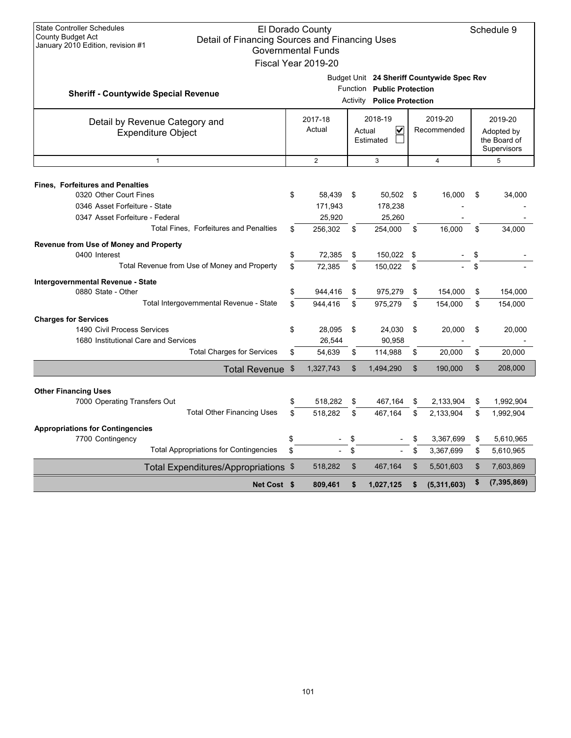State Controller Schedules
County Budget Act
January 2010 Edition, revision #1

# El Dorado County
## Detail of Financing Sources and Financing Uses
### Governmental Funds
### Fiscal Year 2019-20

Schedule 9

**Sheriff - Countywide Special Revenue**

Budget Unit **24 Sheriff Countywide Spec Rev**
Function **Public Protection**
Activity **Police Protection**

| Detail by Revenue Category and Expenditure Object | 2017-18 Actual | 2018-19 Actual ☑ Estimated ☐ | 2019-20 Recommended | 2019-20 Adopted by the Board of Supervisors |
|---|---|---|---|---|
| 1 | 2 | 3 | 4 | 5 |
| **Fines, Forfeitures and Penalties** | | | | |
| 0320 Other Court Fines | $ 58,439 | $ 50,502 | $ 16,000 | $ 34,000 |
| 0346 Asset Forfeiture - State | 171,943 | 178,238 | - | - |
| 0347 Asset Forfeiture - Federal | 25,920 | 25,260 | - | - |
| Total Fines, Forfeitures and Penalties | $ 256,302 | $ 254,000 | $ 16,000 | $ 34,000 |
| **Revenue from Use of Money and Property** | | | | |
| 0400 Interest | $ 72,385 | $ 150,022 | $ - | $ - |
| Total Revenue from Use of Money and Property | $ 72,385 | $ 150,022 | $ - | $ - |
| **Intergovernmental Revenue - State** | | | | |
| 0880 State - Other | $ 944,416 | $ 975,279 | $ 154,000 | $ 154,000 |
| Total Intergovernmental Revenue - State | $ 944,416 | $ 975,279 | $ 154,000 | $ 154,000 |
| **Charges for Services** | | | | |
| 1490 Civil Process Services | $ 28,095 | $ 24,030 | $ 20,000 | $ 20,000 |
| 1680 Institutional Care and Services | 26,544 | 90,958 | - | - |
| Total Charges for Services | $ 54,639 | $ 114,988 | $ 20,000 | $ 20,000 |
| **Total Revenue** | $ 1,327,743 | $ 1,494,290 | $ 190,000 | $ 208,000 |
| **Other Financing Uses** | | | | |
| 7000 Operating Transfers Out | $ 518,282 | $ 467,164 | $ 2,133,904 | $ 1,992,904 |
| Total Other Financing Uses | $ 518,282 | $ 467,164 | $ 2,133,904 | $ 1,992,904 |
| **Appropriations for Contingencies** | | | | |
| 7700 Contingency | $ - | $ - | $ 3,367,699 | $ 5,610,965 |
| Total Appropriations for Contingencies | $ - | $ - | $ 3,367,699 | $ 5,610,965 |
| **Total Expenditures/Appropriations** | $ 518,282 | $ 467,164 | $ 5,501,603 | $ 7,603,869 |
| **Net Cost** | **$ 809,461** | **$ 1,027,125** | **$ (5,311,603)** | **$ (7,395,869)** |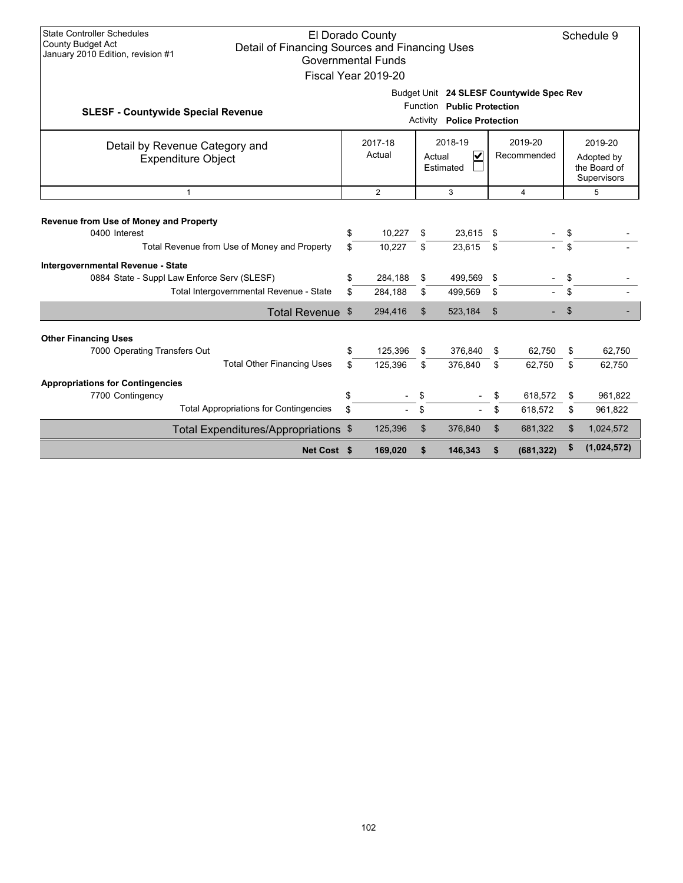State Controller Schedules
County Budget Act
January 2010 Edition, revision #1

El Dorado County
Detail of Financing Sources and Financing Uses
Governmental Funds
Fiscal Year 2019-20

Schedule 9

**SLESF - Countywide Special Revenue**

Budget Unit **24 SLESF Countywide Spec Rev**
Function **Public Protection**
Activity **Police Protection**

| Detail by Revenue Category and Expenditure Object | 2017-18 Actual | 2018-19 Actual ☑ Estimated ☐ | 2019-20 Recommended | 2019-20 Adopted by the Board of Supervisors |
|---|---|---|---|---|
| 1 | 2 | 3 | 4 | 5 |
| **Revenue from Use of Money and Property** | | | | |
| 0400 Interest | $ 10,227 | $ 23,615 | $ - | $ - |
| Total Revenue from Use of Money and Property | $ 10,227 | $ 23,615 | $ - | $ - |
| **Intergovernmental Revenue - State** | | | | |
| 0884 State - Suppl Law Enforce Serv (SLESF) | $ 284,188 | $ 499,569 | $ - | $ - |
| Total Intergovernmental Revenue - State | $ 284,188 | $ 499,569 | $ - | $ - |
| **Total Revenue** | $ 294,416 | $ 523,184 | $ - | $ - |
| **Other Financing Uses** | | | | |
| 7000 Operating Transfers Out | $ 125,396 | $ 376,840 | $ 62,750 | $ 62,750 |
| Total Other Financing Uses | $ 125,396 | $ 376,840 | $ 62,750 | $ 62,750 |
| **Appropriations for Contingencies** | | | | |
| 7700 Contingency | $ - | $ - | $ 618,572 | $ 961,822 |
| Total Appropriations for Contingencies | $ - | $ - | $ 618,572 | $ 961,822 |
| **Total Expenditures/Appropriations** | $ 125,396 | $ 376,840 | $ 681,322 | $ 1,024,572 |
| **Net Cost** | **$ 169,020** | **$ 146,343** | **$ (681,322)** | **$ (1,024,572)** |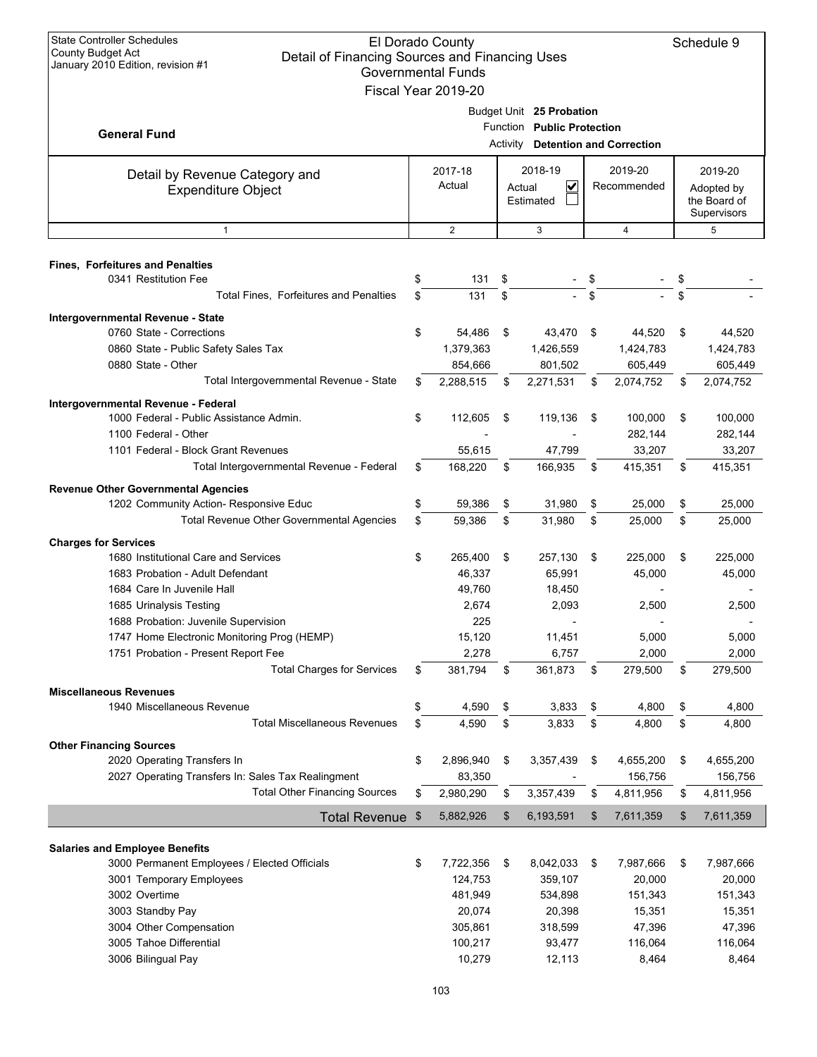State Controller Schedules
County Budget Act
January 2010 Edition, revision #1

# El Dorado County
## Detail of Financing Sources and Financing Uses
### Governmental Funds
### Fiscal Year 2019-20

Schedule 9

**General Fund**

Budget Unit **25 Probation**
Function **Public Protection**
Activity **Detention and Correction**

| Detail by Revenue Category and Expenditure Object | 2017-18 Actual | 2018-19 Actual ☑ Estimated ☐ | 2019-20 Recommended | 2019-20 Adopted by the Board of Supervisors |
|---|---|---|---|---|
| 1 | 2 | 3 | 4 | 5 |
| **Fines, Forfeitures and Penalties** | | | | |
| 0341 Restitution Fee | $ 131 | $ - | $ - | $ - |
| Total Fines, Forfeitures and Penalties | $ 131 | $ - | $ - | $ - |
| **Intergovernmental Revenue - State** | | | | |
| 0760 State - Corrections | $ 54,486 | $ 43,470 | $ 44,520 | $ 44,520 |
| 0860 State - Public Safety Sales Tax | 1,379,363 | 1,426,559 | 1,424,783 | 1,424,783 |
| 0880 State - Other | 854,666 | 801,502 | 605,449 | 605,449 |
| Total Intergovernmental Revenue - State | $ 2,288,515 | $ 2,271,531 | $ 2,074,752 | $ 2,074,752 |
| **Intergovernmental Revenue - Federal** | | | | |
| 1000 Federal - Public Assistance Admin. | $ 112,605 | $ 119,136 | $ 100,000 | $ 100,000 |
| 1100 Federal - Other | - | - | 282,144 | 282,144 |
| 1101 Federal - Block Grant Revenues | 55,615 | 47,799 | 33,207 | 33,207 |
| Total Intergovernmental Revenue - Federal | $ 168,220 | $ 166,935 | $ 415,351 | $ 415,351 |
| **Revenue Other Governmental Agencies** | | | | |
| 1202 Community Action- Responsive Educ | $ 59,386 | $ 31,980 | $ 25,000 | $ 25,000 |
| Total Revenue Other Governmental Agencies | $ 59,386 | $ 31,980 | $ 25,000 | $ 25,000 |
| **Charges for Services** | | | | |
| 1680 Institutional Care and Services | $ 265,400 | $ 257,130 | $ 225,000 | $ 225,000 |
| 1683 Probation - Adult Defendant | 46,337 | 65,991 | 45,000 | 45,000 |
| 1684 Care In Juvenile Hall | 49,760 | 18,450 | - | - |
| 1685 Urinalysis Testing | 2,674 | 2,093 | 2,500 | 2,500 |
| 1688 Probation: Juvenile Supervision | 225 | - | - | - |
| 1747 Home Electronic Monitoring Prog (HEMP) | 15,120 | 11,451 | 5,000 | 5,000 |
| 1751 Probation - Present Report Fee | 2,278 | 6,757 | 2,000 | 2,000 |
| Total Charges for Services | $ 381,794 | $ 361,873 | $ 279,500 | $ 279,500 |
| **Miscellaneous Revenues** | | | | |
| 1940 Miscellaneous Revenue | $ 4,590 | $ 3,833 | $ 4,800 | $ 4,800 |
| Total Miscellaneous Revenues | $ 4,590 | $ 3,833 | $ 4,800 | $ 4,800 |
| **Other Financing Sources** | | | | |
| 2020 Operating Transfers In | $ 2,896,940 | $ 3,357,439 | $ 4,655,200 | $ 4,655,200 |
| 2027 Operating Transfers In: Sales Tax Realingment | 83,350 | - | 156,756 | 156,756 |
| Total Other Financing Sources | $ 2,980,290 | $ 3,357,439 | $ 4,811,956 | $ 4,811,956 |
| **Total Revenue** | $ 5,882,926 | $ 6,193,591 | $ 7,611,359 | $ 7,611,359 |
| **Salaries and Employee Benefits** | | | | |
| 3000 Permanent Employees / Elected Officials | $ 7,722,356 | $ 8,042,033 | $ 7,987,666 | $ 7,987,666 |
| 3001 Temporary Employees | 124,753 | 359,107 | 20,000 | 20,000 |
| 3002 Overtime | 481,949 | 534,898 | 151,343 | 151,343 |
| 3003 Standby Pay | 20,074 | 20,398 | 15,351 | 15,351 |
| 3004 Other Compensation | 305,861 | 318,599 | 47,396 | 47,396 |
| 3005 Tahoe Differential | 100,217 | 93,477 | 116,064 | 116,064 |
| 3006 Bilingual Pay | 10,279 | 12,113 | 8,464 | 8,464 |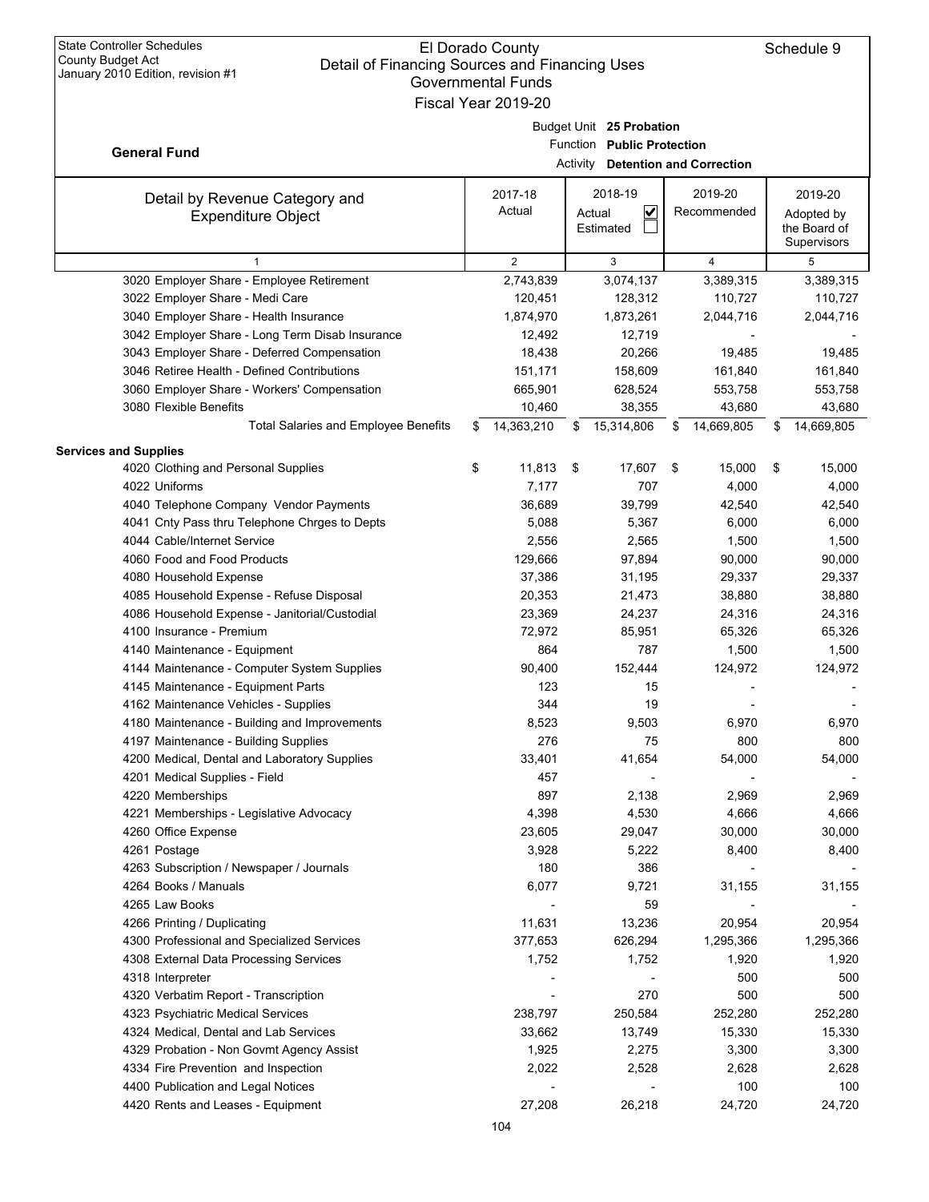State Controller Schedules
County Budget Act
January 2010 Edition, revision #1

El Dorado County
Detail of Financing Sources and Financing Uses
Governmental Funds
Fiscal Year 2019-20

Schedule 9

**General Fund**

Budget Unit **25 Probation**
Function **Public Protection**
Activity **Detention and Correction**

| Detail by Revenue Category and Expenditure Object | 2017-18 Actual | 2018-19 Actual ☑ Estimated ☐ | 2019-20 Recommended | 2019-20 Adopted by the Board of Supervisors |
|---|---|---|---|---|
| 1 | 2 | 3 | 4 | 5 |
| 3020 Employer Share - Employee Retirement | 2,743,839 | 3,074,137 | 3,389,315 | 3,389,315 |
| 3022 Employer Share - Medi Care | 120,451 | 128,312 | 110,727 | 110,727 |
| 3040 Employer Share - Health Insurance | 1,874,970 | 1,873,261 | 2,044,716 | 2,044,716 |
| 3042 Employer Share - Long Term Disab Insurance | 12,492 | 12,719 | - | - |
| 3043 Employer Share - Deferred Compensation | 18,438 | 20,266 | 19,485 | 19,485 |
| 3046 Retiree Health - Defined Contributions | 151,171 | 158,609 | 161,840 | 161,840 |
| 3060 Employer Share - Workers' Compensation | 665,901 | 628,524 | 553,758 | 553,758 |
| 3080 Flexible Benefits | 10,460 | 38,355 | 43,680 | 43,680 |
| Total Salaries and Employee Benefits | $ 14,363,210 | $ 15,314,806 | $ 14,669,805 | $ 14,669,805 |
| **Services and Supplies** | | | | |
| 4020 Clothing and Personal Supplies | $ 11,813 | $ 17,607 | $ 15,000 | $ 15,000 |
| 4022 Uniforms | 7,177 | 707 | 4,000 | 4,000 |
| 4040 Telephone Company Vendor Payments | 36,689 | 39,799 | 42,540 | 42,540 |
| 4041 Cnty Pass thru Telephone Chrges to Depts | 5,088 | 5,367 | 6,000 | 6,000 |
| 4044 Cable/Internet Service | 2,556 | 2,565 | 1,500 | 1,500 |
| 4060 Food and Food Products | 129,666 | 97,894 | 90,000 | 90,000 |
| 4080 Household Expense | 37,386 | 31,195 | 29,337 | 29,337 |
| 4085 Household Expense - Refuse Disposal | 20,353 | 21,473 | 38,880 | 38,880 |
| 4086 Household Expense - Janitorial/Custodial | 23,369 | 24,237 | 24,316 | 24,316 |
| 4100 Insurance - Premium | 72,972 | 85,951 | 65,326 | 65,326 |
| 4140 Maintenance - Equipment | 864 | 787 | 1,500 | 1,500 |
| 4144 Maintenance - Computer System Supplies | 90,400 | 152,444 | 124,972 | 124,972 |
| 4145 Maintenance - Equipment Parts | 123 | 15 | - | - |
| 4162 Maintenance Vehicles - Supplies | 344 | 19 | - | - |
| 4180 Maintenance - Building and Improvements | 8,523 | 9,503 | 6,970 | 6,970 |
| 4197 Maintenance - Building Supplies | 276 | 75 | 800 | 800 |
| 4200 Medical, Dental and Laboratory Supplies | 33,401 | 41,654 | 54,000 | 54,000 |
| 4201 Medical Supplies - Field | 457 | - | - | - |
| 4220 Memberships | 897 | 2,138 | 2,969 | 2,969 |
| 4221 Memberships - Legislative Advocacy | 4,398 | 4,530 | 4,666 | 4,666 |
| 4260 Office Expense | 23,605 | 29,047 | 30,000 | 30,000 |
| 4261 Postage | 3,928 | 5,222 | 8,400 | 8,400 |
| 4263 Subscription / Newspaper / Journals | 180 | 386 | - | - |
| 4264 Books / Manuals | 6,077 | 9,721 | 31,155 | 31,155 |
| 4265 Law Books | - | 59 | - | - |
| 4266 Printing / Duplicating | 11,631 | 13,236 | 20,954 | 20,954 |
| 4300 Professional and Specialized Services | 377,653 | 626,294 | 1,295,366 | 1,295,366 |
| 4308 External Data Processing Services | 1,752 | 1,752 | 1,920 | 1,920 |
| 4318 Interpreter | - | - | 500 | 500 |
| 4320 Verbatim Report - Transcription | - | 270 | 500 | 500 |
| 4323 Psychiatric Medical Services | 238,797 | 250,584 | 252,280 | 252,280 |
| 4324 Medical, Dental and Lab Services | 33,662 | 13,749 | 15,330 | 15,330 |
| 4329 Probation - Non Govmt Agency Assist | 1,925 | 2,275 | 3,300 | 3,300 |
| 4334 Fire Prevention and Inspection | 2,022 | 2,528 | 2,628 | 2,628 |
| 4400 Publication and Legal Notices | - | - | 100 | 100 |
| 4420 Rents and Leases - Equipment | 27,208 | 26,218 | 24,720 | 24,720 |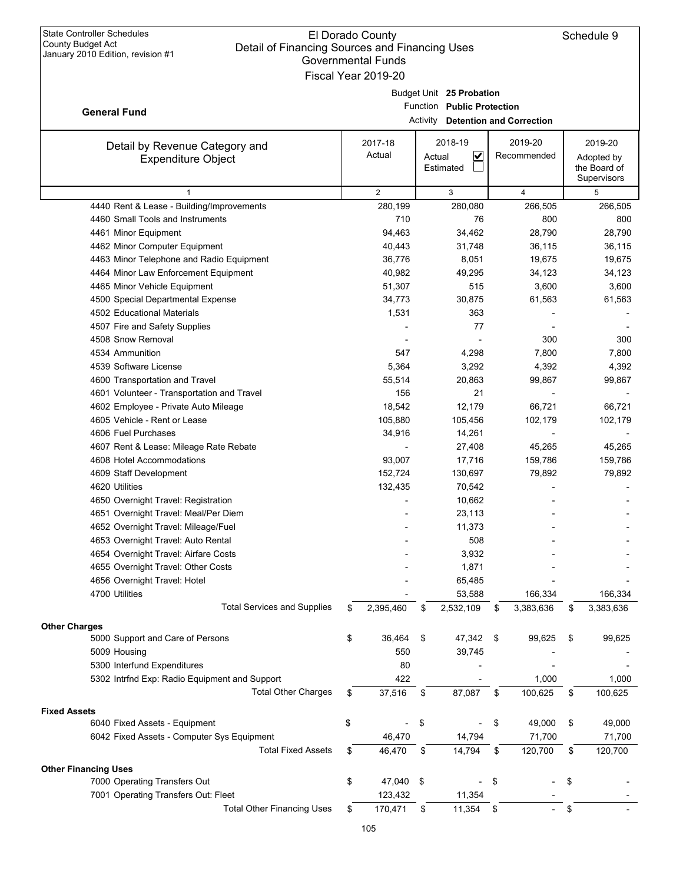State Controller Schedules
County Budget Act
January 2010 Edition, revision #1

# El Dorado County
## Detail of Financing Sources and Financing Uses
### Governmental Funds
### Fiscal Year 2019-20

Schedule 9

**General Fund**

Budget Unit **25 Probation**
Function **Public Protection**
Activity **Detention and Correction**

| Detail by Revenue Category and Expenditure Object | 2017-18 Actual | 2018-19 Actual ☑ Estimated ☐ | 2019-20 Recommended | 2019-20 Adopted by the Board of Supervisors |
|---|---|---|---|---|
| 1 | 2 | 3 | 4 | 5 |
| 4440 Rent & Lease - Building/Improvements | 280,199 | 280,080 | 266,505 | 266,505 |
| 4460 Small Tools and Instruments | 710 | 76 | 800 | 800 |
| 4461 Minor Equipment | 94,463 | 34,462 | 28,790 | 28,790 |
| 4462 Minor Computer Equipment | 40,443 | 31,748 | 36,115 | 36,115 |
| 4463 Minor Telephone and Radio Equipment | 36,776 | 8,051 | 19,675 | 19,675 |
| 4464 Minor Law Enforcement Equipment | 40,982 | 49,295 | 34,123 | 34,123 |
| 4465 Minor Vehicle Equipment | 51,307 | 515 | 3,600 | 3,600 |
| 4500 Special Departmental Expense | 34,773 | 30,875 | 61,563 | 61,563 |
| 4502 Educational Materials | 1,531 | 363 | - | - |
| 4507 Fire and Safety Supplies | - | 77 | - | - |
| 4508 Snow Removal | - | - | 300 | 300 |
| 4534 Ammunition | 547 | 4,298 | 7,800 | 7,800 |
| 4539 Software License | 5,364 | 3,292 | 4,392 | 4,392 |
| 4600 Transportation and Travel | 55,514 | 20,863 | 99,867 | 99,867 |
| 4601 Volunteer - Transportation and Travel | 156 | 21 | - | - |
| 4602 Employee - Private Auto Mileage | 18,542 | 12,179 | 66,721 | 66,721 |
| 4605 Vehicle - Rent or Lease | 105,880 | 105,456 | 102,179 | 102,179 |
| 4606 Fuel Purchases | 34,916 | 14,261 | - | - |
| 4607 Rent & Lease: Mileage Rate Rebate | - | 27,408 | 45,265 | 45,265 |
| 4608 Hotel Accommodations | 93,007 | 17,716 | 159,786 | 159,786 |
| 4609 Staff Development | 152,724 | 130,697 | 79,892 | 79,892 |
| 4620 Utilities | 132,435 | 70,542 | - | - |
| 4650 Overnight Travel: Registration | - | 10,662 | - | - |
| 4651 Overnight Travel: Meal/Per Diem | - | 23,113 | - | - |
| 4652 Overnight Travel: Mileage/Fuel | - | 11,373 | - | - |
| 4653 Overnight Travel: Auto Rental | - | 508 | - | - |
| 4654 Overnight Travel: Airfare Costs | - | 3,932 | - | - |
| 4655 Overnight Travel: Other Costs | - | 1,871 | - | - |
| 4656 Overnight Travel: Hotel | - | 65,485 | - | - |
| 4700 Utilities | - | 53,588 | 166,334 | 166,334 |
| Total Services and Supplies | $ 2,395,460 | $ 2,532,109 | $ 3,383,636 | $ 3,383,636 |
| **Other Charges** | | | | |
| 5000 Support and Care of Persons | $ 36,464 | $ 47,342 | $ 99,625 | $ 99,625 |
| 5009 Housing | 550 | 39,745 | - | - |
| 5300 Interfund Expenditures | 80 | - | - | - |
| 5302 Intrfnd Exp: Radio Equipment and Support | 422 | - | 1,000 | 1,000 |
| Total Other Charges | $ 37,516 | $ 87,087 | $ 100,625 | $ 100,625 |
| **Fixed Assets** | | | | |
| 6040 Fixed Assets - Equipment | $ - | $ - | $ 49,000 | $ 49,000 |
| 6042 Fixed Assets - Computer Sys Equipment | 46,470 | 14,794 | 71,700 | 71,700 |
| Total Fixed Assets | $ 46,470 | $ 14,794 | $ 120,700 | $ 120,700 |
| **Other Financing Uses** | | | | |
| 7000 Operating Transfers Out | $ 47,040 | $ - | $ - | $ - |
| 7001 Operating Transfers Out: Fleet | 123,432 | 11,354 | - | - |
| Total Other Financing Uses | $ 170,471 | $ 11,354 | $ - | $ - |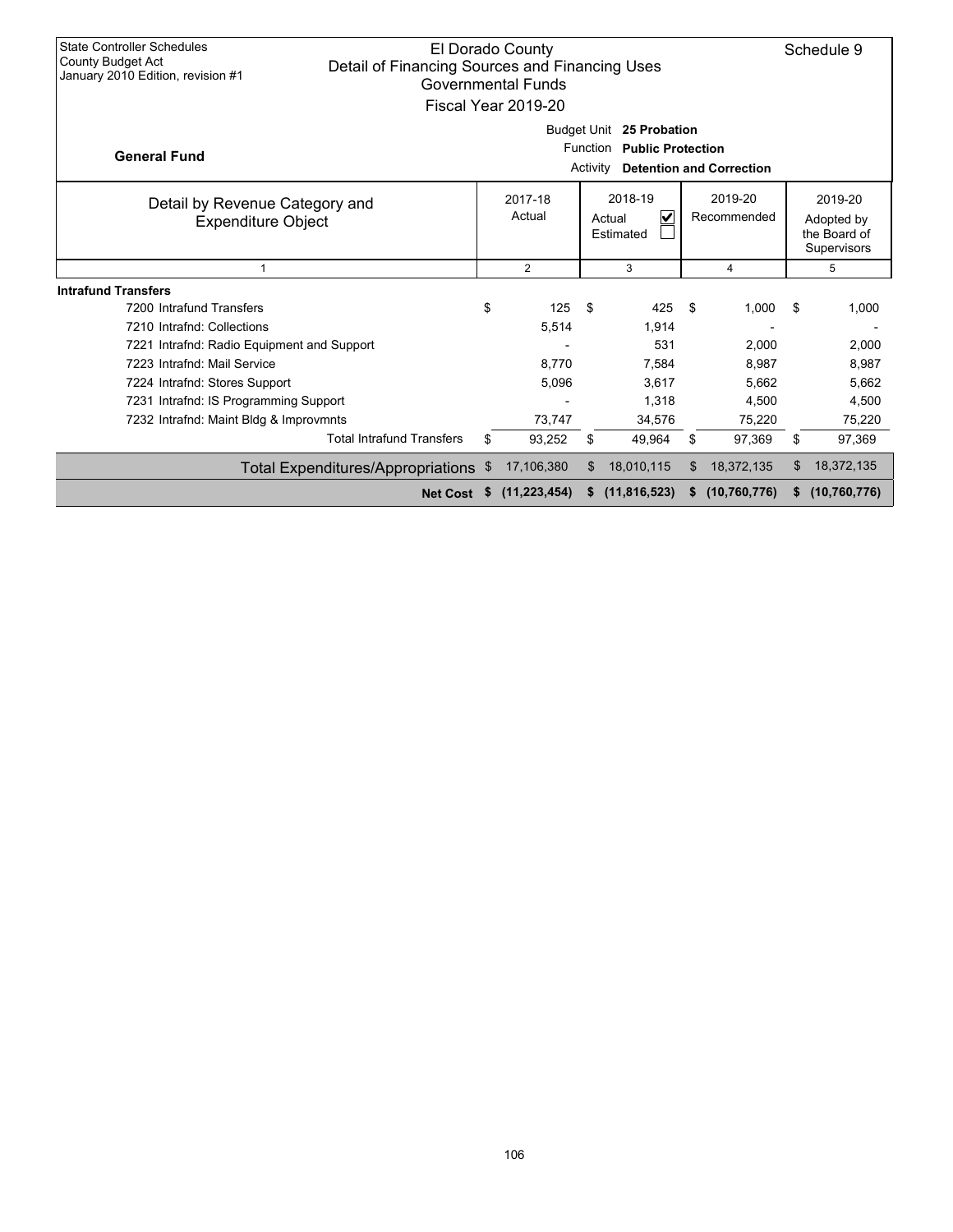State Controller Schedules
County Budget Act
January 2010 Edition, revision #1

# El Dorado County
## Detail of Financing Sources and Financing Uses
### Governmental Funds
### Fiscal Year 2019-20

Schedule 9

**General Fund**

Budget Unit **25 Probation**
Function **Public Protection**
Activity **Detention and Correction**

| Detail by Revenue Category and Expenditure Object | 2017-18 Actual | 2018-19 Actual ☑ Estimated ☐ | 2019-20 Recommended | 2019-20 Adopted by the Board of Supervisors |
|---|---|---|---|---|
| 1 | 2 | 3 | 4 | 5 |
| **Intrafund Transfers** | | | | |
| 7200 Intrafund Transfers | $ 125 | $ 425 | $ 1,000 | $ 1,000 |
| 7210 Intrafnd: Collections | 5,514 | 1,914 | - | - |
| 7221 Intrafnd: Radio Equipment and Support | - | 531 | 2,000 | 2,000 |
| 7223 Intrafnd: Mail Service | 8,770 | 7,584 | 8,987 | 8,987 |
| 7224 Intrafnd: Stores Support | 5,096 | 3,617 | 5,662 | 5,662 |
| 7231 Intrafnd: IS Programming Support | - | 1,318 | 4,500 | 4,500 |
| 7232 Intrafnd: Maint Bldg & Improvmnts | 73,747 | 34,576 | 75,220 | 75,220 |
| Total Intrafund Transfers | $ 93,252 | $ 49,964 | $ 97,369 | $ 97,369 |
| Total Expenditures/Appropriations | $ 17,106,380 | $ 18,010,115 | $ 18,372,135 | $ 18,372,135 |
| **Net Cost** | **$ (11,223,454)** | **$ (11,816,523)** | **$ (10,760,776)** | **$ (10,760,776)** |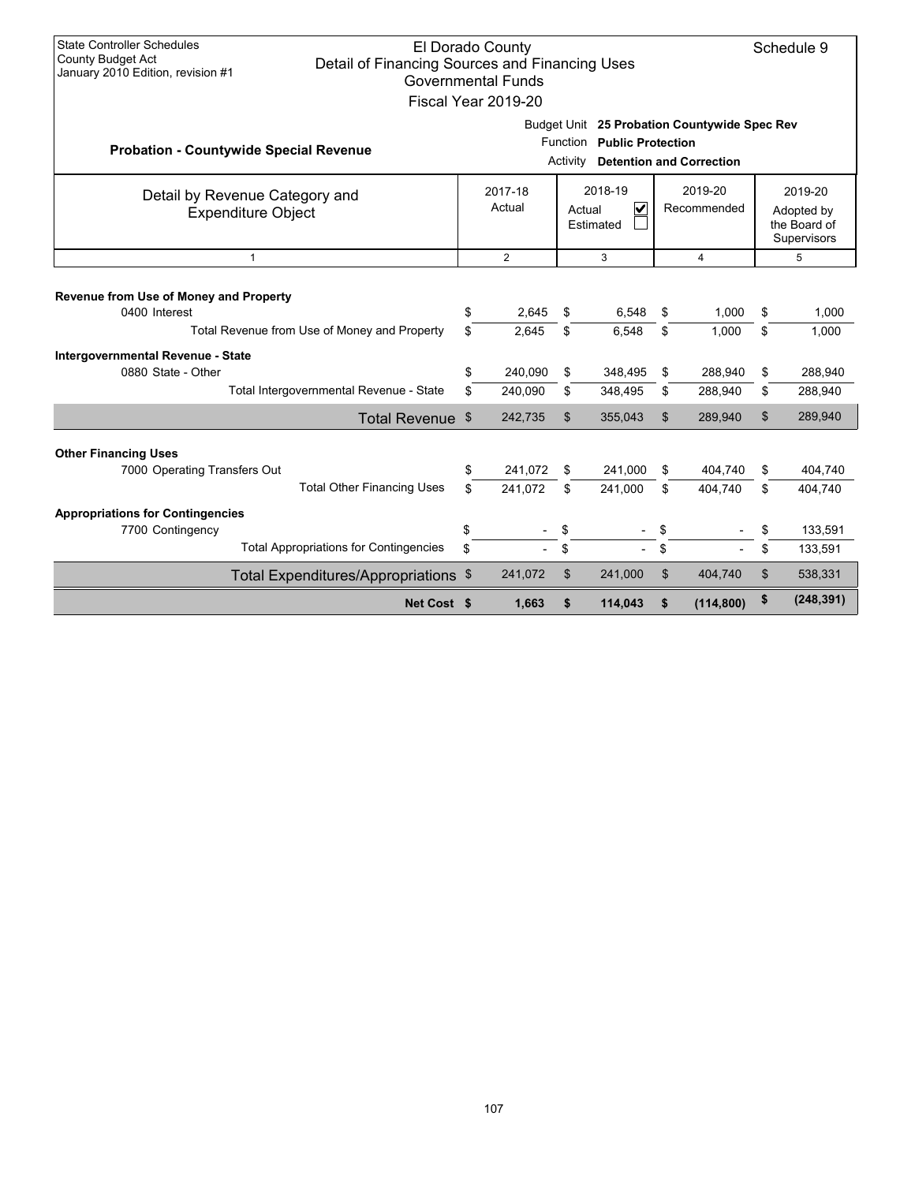State Controller Schedules
County Budget Act
January 2010 Edition, revision #1

# El Dorado County
## Detail of Financing Sources and Financing Uses
### Governmental Funds
### Fiscal Year 2019-20

Schedule 9

**Probation - Countywide Special Revenue**

Budget Unit **25 Probation Countywide Spec Rev**
Function **Public Protection**
Activity **Detention and Correction**

| Detail by Revenue Category and Expenditure Object | 2017-18 Actual | 2018-19 Actual ☑ Estimated ☐ | 2019-20 Recommended | 2019-20 Adopted by the Board of Supervisors |
|---|---|---|---|---|
| 1 | 2 | 3 | 4 | 5 |
| **Revenue from Use of Money and Property** | | | | |
| 0400 Interest | $ 2,645 | $ 6,548 | $ 1,000 | $ 1,000 |
| Total Revenue from Use of Money and Property | $ 2,645 | $ 6,548 | $ 1,000 | $ 1,000 |
| **Intergovernmental Revenue - State** | | | | |
| 0880 State - Other | $ 240,090 | $ 348,495 | $ 288,940 | $ 288,940 |
| Total Intergovernmental Revenue - State | $ 240,090 | $ 348,495 | $ 288,940 | $ 288,940 |
| Total Revenue | $ 242,735 | $ 355,043 | $ 289,940 | $ 289,940 |
| **Other Financing Uses** | | | | |
| 7000 Operating Transfers Out | $ 241,072 | $ 241,000 | $ 404,740 | $ 404,740 |
| Total Other Financing Uses | $ 241,072 | $ 241,000 | $ 404,740 | $ 404,740 |
| **Appropriations for Contingencies** | | | | |
| 7700 Contingency | $ - | $ - | $ - | $ 133,591 |
| Total Appropriations for Contingencies | $ - | $ - | $ - | $ 133,591 |
| Total Expenditures/Appropriations | $ 241,072 | $ 241,000 | $ 404,740 | $ 538,331 |
| **Net Cost** | **$ 1,663** | **$ 114,043** | **$ (114,800)** | **$ (248,391)** |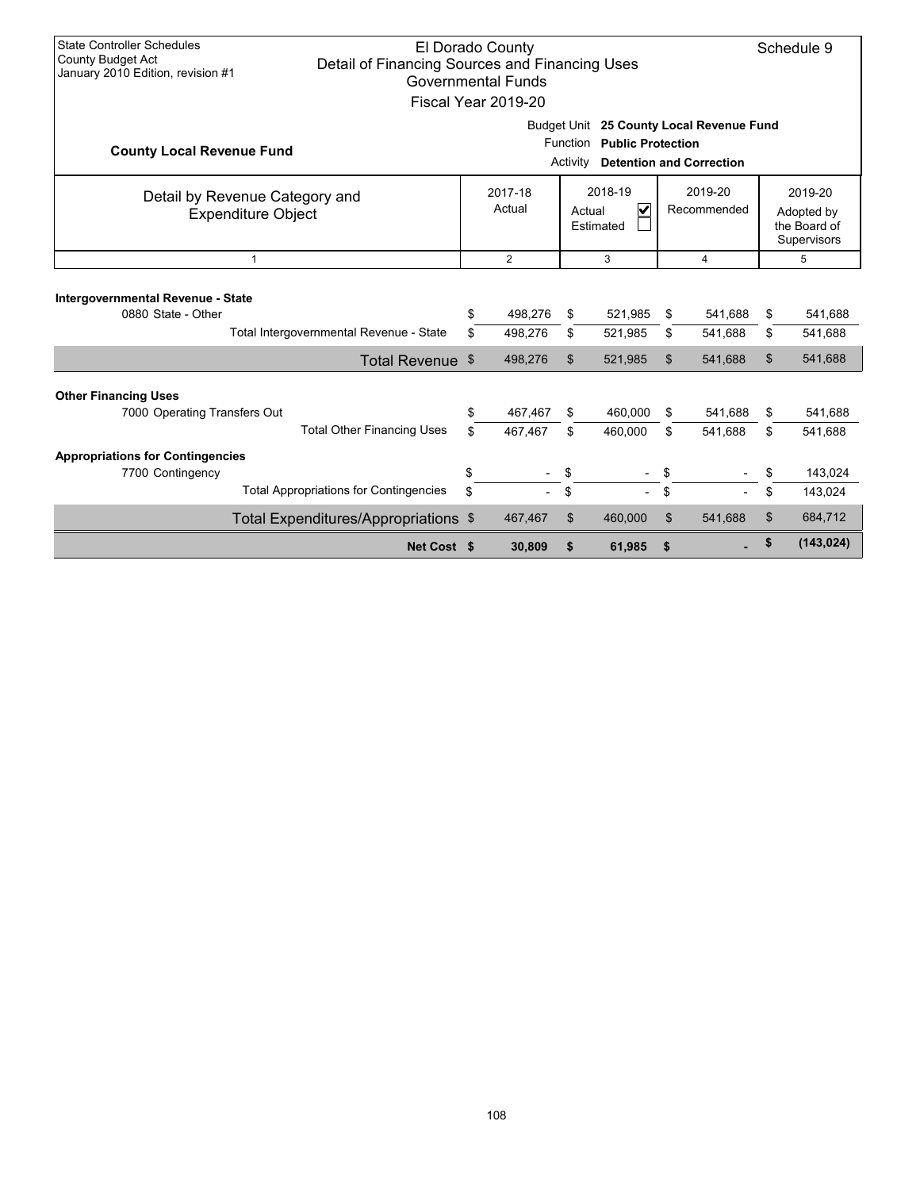State Controller Schedules
County Budget Act
January 2010 Edition, revision #1

El Dorado County
Detail of Financing Sources and Financing Uses
Governmental Funds
Fiscal Year 2019-20

Schedule 9

**County Local Revenue Fund**

Budget Unit **25 County Local Revenue Fund**
Function **Public Protection**
Activity **Detention and Correction**

| Detail by Revenue Category and Expenditure Object | 2017-18 Actual | 2018-19 Actual ☑ Estimated ☐ | 2019-20 Recommended | 2019-20 Adopted by the Board of Supervisors |
|---|---|---|---|---|
| 1 | 2 | 3 | 4 | 5 |
| **Intergovernmental Revenue - State** | | | | |
| 0880 State - Other | $ 498,276 | $ 521,985 | $ 541,688 | $ 541,688 |
| Total Intergovernmental Revenue - State | $ 498,276 | $ 521,985 | $ 541,688 | $ 541,688 |
| Total Revenue | $ 498,276 | $ 521,985 | $ 541,688 | $ 541,688 |
| **Other Financing Uses** | | | | |
| 7000 Operating Transfers Out | $ 467,467 | $ 460,000 | $ 541,688 | $ 541,688 |
| Total Other Financing Uses | $ 467,467 | $ 460,000 | $ 541,688 | $ 541,688 |
| **Appropriations for Contingencies** | | | | |
| 7700 Contingency | $ - | $ - | $ - | $ 143,024 |
| Total Appropriations for Contingencies | $ - | $ - | $ - | $ 143,024 |
| Total Expenditures/Appropriations | $ 467,467 | $ 460,000 | $ 541,688 | $ 684,712 |
| **Net Cost** | **$ 30,809** | **$ 61,985** | **$ -** | **$ (143,024)** |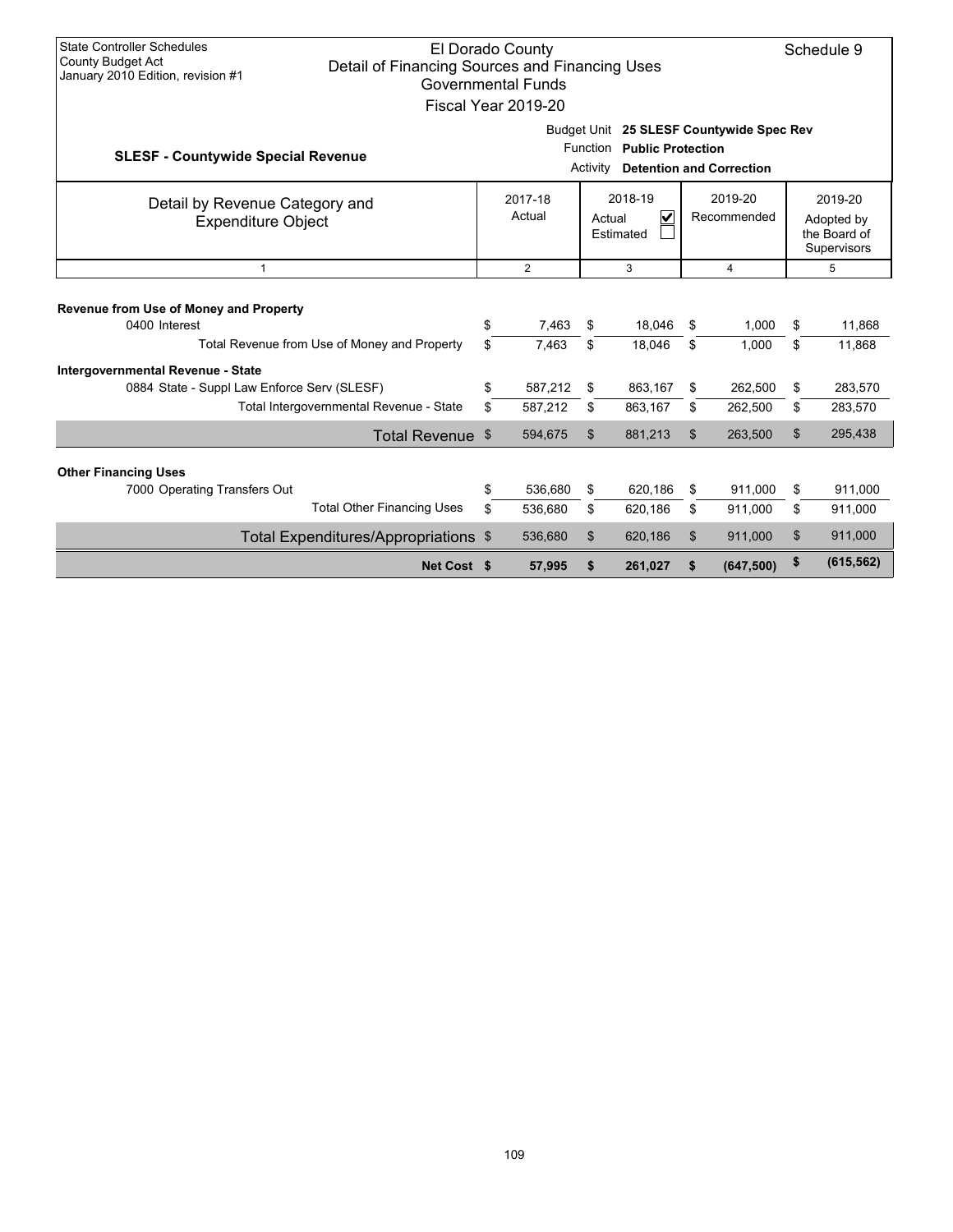State Controller Schedules
County Budget Act
January 2010 Edition, revision #1

El Dorado County
Detail of Financing Sources and Financing Uses
Governmental Funds
Fiscal Year 2019-20

Schedule 9

**SLESF - Countywide Special Revenue**

Budget Unit **25 SLESF Countywide Spec Rev**
Function **Public Protection**
Activity **Detention and Correction**

| Detail by Revenue Category and Expenditure Object | 2017-18 Actual | 2018-19 Actual ☑ Estimated ☐ | 2019-20 Recommended | 2019-20 Adopted by the Board of Supervisors |
|---|---|---|---|---|
| 1 | 2 | 3 | 4 | 5 |
| **Revenue from Use of Money and Property** | | | | |
| 0400 Interest | $ 7,463 | $ 18,046 | $ 1,000 | $ 11,868 |
| Total Revenue from Use of Money and Property | $ 7,463 | $ 18,046 | $ 1,000 | $ 11,868 |
| **Intergovernmental Revenue - State** | | | | |
| 0884 State - Suppl Law Enforce Serv (SLESF) | $ 587,212 | $ 863,167 | $ 262,500 | $ 283,570 |
| Total Intergovernmental Revenue - State | $ 587,212 | $ 863,167 | $ 262,500 | $ 283,570 |
| Total Revenue | $ 594,675 | $ 881,213 | $ 263,500 | $ 295,438 |
| **Other Financing Uses** | | | | |
| 7000 Operating Transfers Out | $ 536,680 | $ 620,186 | $ 911,000 | $ 911,000 |
| Total Other Financing Uses | $ 536,680 | $ 620,186 | $ 911,000 | $ 911,000 |
| Total Expenditures/Appropriations | $ 536,680 | $ 620,186 | $ 911,000 | $ 911,000 |
| **Net Cost** | **$ 57,995** | **$ 261,027** | **$ (647,500)** | **$ (615,562)** |